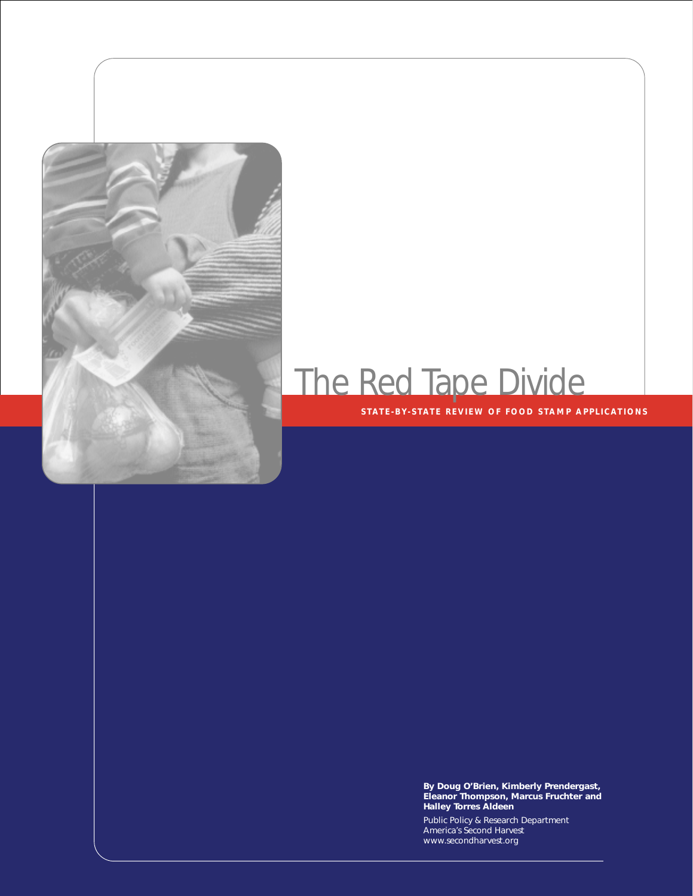# The Red Tape Divide

**STATE-BY-STATE REVIEW OF FOOD STAMP APPLICATIONS**

**By Doug O'Brien, Kimberly Prendergast, Eleanor Thompson, Marcus Fruchter and Halley Torres Aldeen**

Public Policy & Research Department
America's Second Harvest
www.secondharvest.org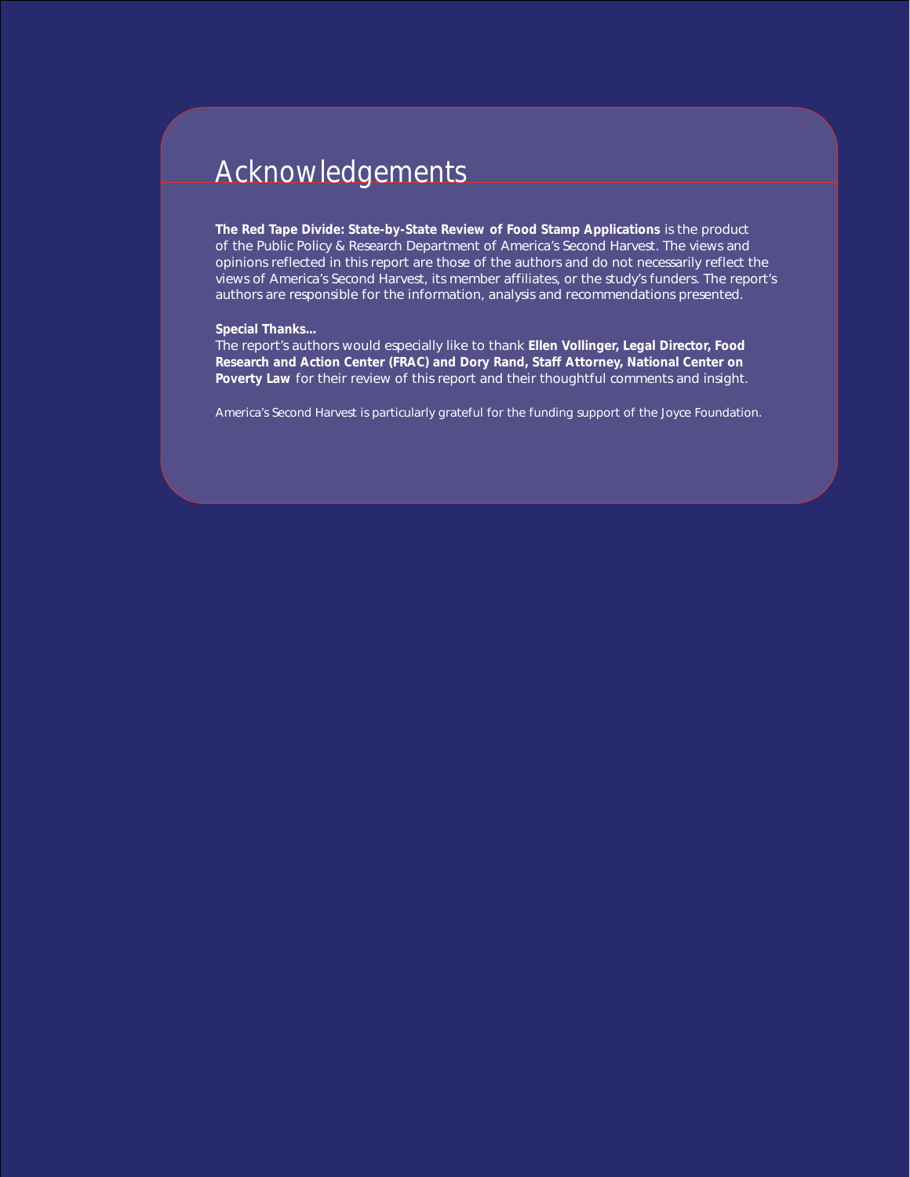# Acknowledgements

**The Red Tape Divide: State-by-State Review of Food Stamp Applications** is the product of the Public Policy & Research Department of America's Second Harvest. The views and opinions reflected in this report are those of the authors and do not necessarily reflect the views of America's Second Harvest, its member affiliates, or the study's funders. The report's authors are responsible for the information, analysis and recommendations presented.

**Special Thanks...**

The report's authors would especially like to thank **Ellen Vollinger, Legal Director, Food Research and Action Center (FRAC) and Dory Rand, Staff Attorney, National Center on Poverty Law** for their review of this report and their thoughtful comments and insight.

America's Second Harvest is particularly grateful for the funding support of the Joyce Foundation.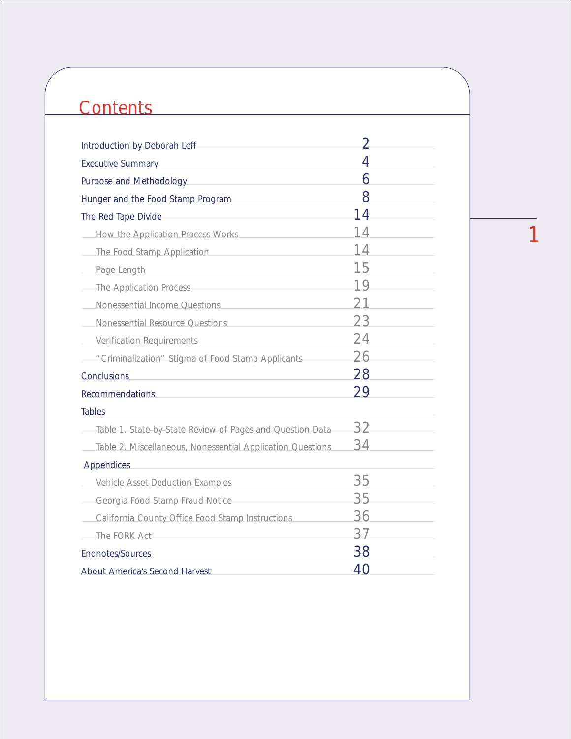# Contents

| | |
|---|---|
| Introduction by Deborah Leff | 2 |
| Executive Summary | 4 |
| Purpose and Methodology | 6 |
| Hunger and the Food Stamp Program | 8 |
| The Red Tape Divide | 14 |
| How the Application Process Works | 14 |
| The Food Stamp Application | 14 |
| Page Length | 15 |
| The Application Process | 19 |
| Nonessential Income Questions | 21 |
| Nonessential Resource Questions | 23 |
| Verification Requirements | 24 |
| "Criminalization" Stigma of Food Stamp Applicants | 26 |
| Conclusions | 28 |
| Recommendations | 29 |
| Tables | |
| Table 1. State-by-State Review of Pages and Question Data | 32 |
| Table 2. Miscellaneous, Nonessential Application Questions | 34 |
| Appendices | |
| Vehicle Asset Deduction Examples | 35 |
| Georgia Food Stamp Fraud Notice | 35 |
| California County Office Food Stamp Instructions | 36 |
| The FORK Act | 37 |
| Endnotes/Sources | 38 |
| About America's Second Harvest | 40 |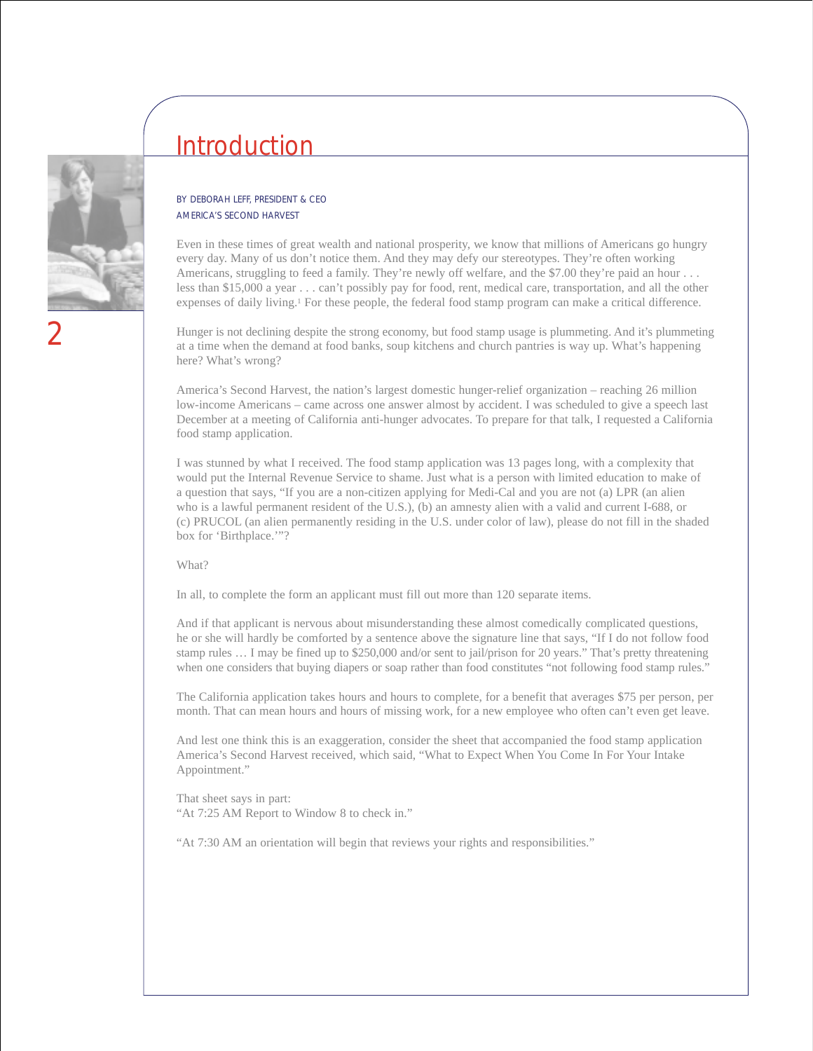# Introduction

BY DEBORAH LEFF, PRESIDENT & CEO
AMERICA'S SECOND HARVEST

Even in these times of great wealth and national prosperity, we know that millions of Americans go hungry every day. Many of us don't notice them. And they may defy our stereotypes. They're often working Americans, struggling to feed a family. They're newly off welfare, and the $7.00 they're paid an hour . . . less than $15,000 a year . . . can't possibly pay for food, rent, medical care, transportation, and all the other expenses of daily living.[1] For these people, the federal food stamp program can make a critical difference.

Hunger is not declining despite the strong economy, but food stamp usage is plummeting. And it's plummeting at a time when the demand at food banks, soup kitchens and church pantries is way up. What's happening here? What's wrong?

America's Second Harvest, the nation's largest domestic hunger-relief organization – reaching 26 million low-income Americans – came across one answer almost by accident. I was scheduled to give a speech last December at a meeting of California anti-hunger advocates. To prepare for that talk, I requested a California food stamp application.

I was stunned by what I received. The food stamp application was 13 pages long, with a complexity that would put the Internal Revenue Service to shame. Just what is a person with limited education to make of a question that says, "If you are a non-citizen applying for Medi-Cal and you are not (a) LPR (an alien who is a lawful permanent resident of the U.S.), (b) an amnesty alien with a valid and current I-688, or (c) PRUCOL (an alien permanently residing in the U.S. under color of law), please do not fill in the shaded box for 'Birthplace.'"?

What?

In all, to complete the form an applicant must fill out more than 120 separate items.

And if that applicant is nervous about misunderstanding these almost comedically complicated questions, he or she will hardly be comforted by a sentence above the signature line that says, "If I do not follow food stamp rules … I may be fined up to $250,000 and/or sent to jail/prison for 20 years." That's pretty threatening when one considers that buying diapers or soap rather than food constitutes "not following food stamp rules."

The California application takes hours and hours to complete, for a benefit that averages $75 per person, per month. That can mean hours and hours of missing work, for a new employee who often can't even get leave.

And lest one think this is an exaggeration, consider the sheet that accompanied the food stamp application America's Second Harvest received, which said, "What to Expect When You Come In For Your Intake Appointment."

That sheet says in part:
"At 7:25 AM Report to Window 8 to check in."

"At 7:30 AM an orientation will begin that reviews your rights and responsibilities."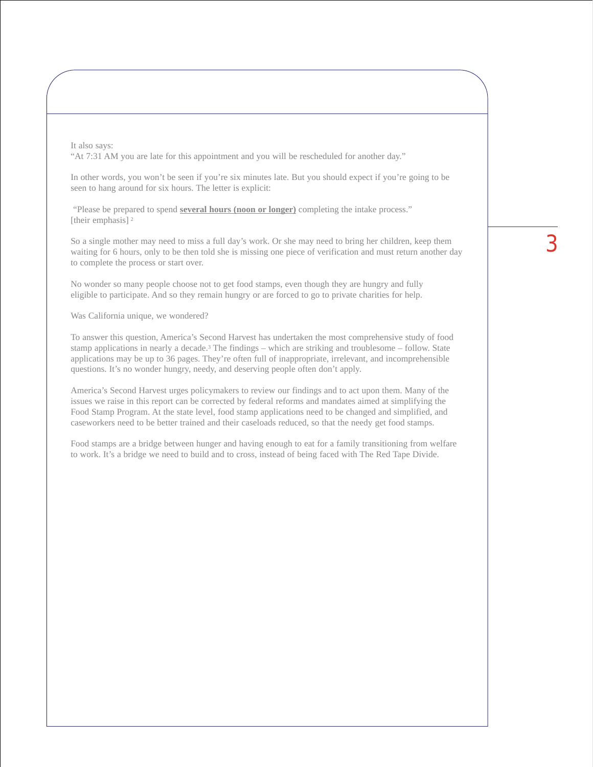It also says:
"At 7:31 AM you are late for this appointment and you will be rescheduled for another day."

In other words, you won't be seen if you're six minutes late. But you should expect if you're going to be seen to hang around for six hours. The letter is explicit:

"Please be prepared to spend **several hours (noon or longer)** completing the intake process." [their emphasis] [2]

So a single mother may need to miss a full day's work. Or she may need to bring her children, keep them waiting for 6 hours, only to be then told she is missing one piece of verification and must return another day to complete the process or start over.

No wonder so many people choose not to get food stamps, even though they are hungry and fully eligible to participate. And so they remain hungry or are forced to go to private charities for help.

Was California unique, we wondered?

To answer this question, America's Second Harvest has undertaken the most comprehensive study of food stamp applications in nearly a decade.[3] The findings – which are striking and troublesome – follow. State applications may be up to 36 pages. They're often full of inappropriate, irrelevant, and incomprehensible questions. It's no wonder hungry, needy, and deserving people often don't apply.

America's Second Harvest urges policymakers to review our findings and to act upon them. Many of the issues we raise in this report can be corrected by federal reforms and mandates aimed at simplifying the Food Stamp Program. At the state level, food stamp applications need to be changed and simplified, and caseworkers need to be better trained and their caseloads reduced, so that the needy get food stamps.

Food stamps are a bridge between hunger and having enough to eat for a family transitioning from welfare to work. It's a bridge we need to build and to cross, instead of being faced with The Red Tape Divide.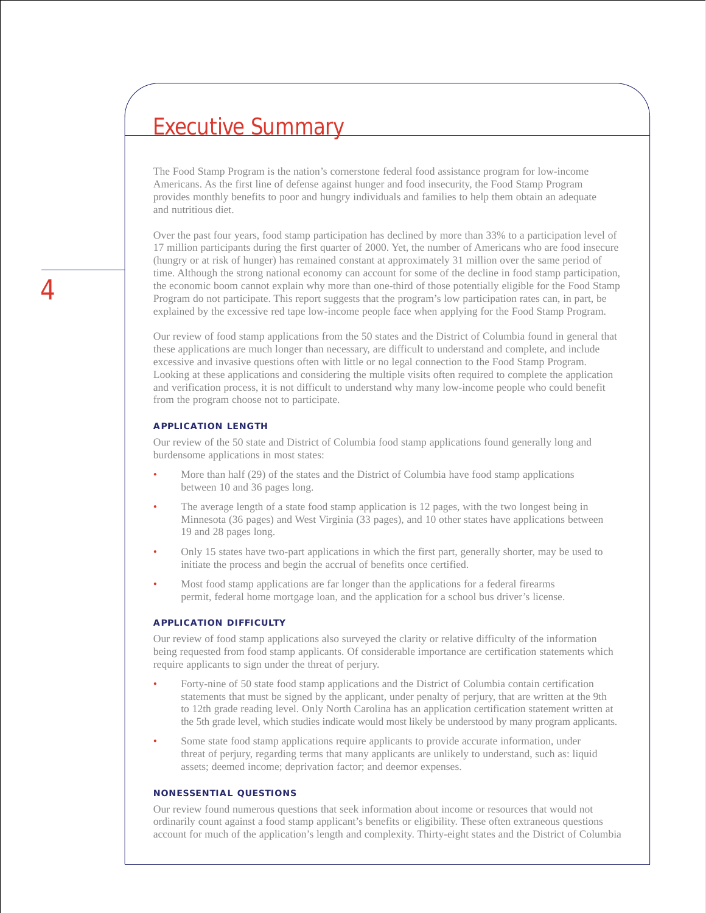# Executive Summary

The Food Stamp Program is the nation's cornerstone federal food assistance program for low-income Americans. As the first line of defense against hunger and food insecurity, the Food Stamp Program provides monthly benefits to poor and hungry individuals and families to help them obtain an adequate and nutritious diet.

Over the past four years, food stamp participation has declined by more than 33% to a participation level of 17 million participants during the first quarter of 2000. Yet, the number of Americans who are food insecure (hungry or at risk of hunger) has remained constant at approximately 31 million over the same period of time. Although the strong national economy can account for some of the decline in food stamp participation, the economic boom cannot explain why more than one-third of those potentially eligible for the Food Stamp Program do not participate. This report suggests that the program's low participation rates can, in part, be explained by the excessive red tape low-income people face when applying for the Food Stamp Program.

Our review of food stamp applications from the 50 states and the District of Columbia found in general that these applications are much longer than necessary, are difficult to understand and complete, and include excessive and invasive questions often with little or no legal connection to the Food Stamp Program. Looking at these applications and considering the multiple visits often required to complete the application and verification process, it is not difficult to understand why many low-income people who could benefit from the program choose not to participate.

#### APPLICATION LENGTH

Our review of the 50 state and District of Columbia food stamp applications found generally long and burdensome applications in most states:

- More than half (29) of the states and the District of Columbia have food stamp applications between 10 and 36 pages long.
- The average length of a state food stamp application is 12 pages, with the two longest being in Minnesota (36 pages) and West Virginia (33 pages), and 10 other states have applications between 19 and 28 pages long.
- Only 15 states have two-part applications in which the first part, generally shorter, may be used to initiate the process and begin the accrual of benefits once certified.
- Most food stamp applications are far longer than the applications for a federal firearms permit, federal home mortgage loan, and the application for a school bus driver's license.

#### APPLICATION DIFFICULTY

Our review of food stamp applications also surveyed the clarity or relative difficulty of the information being requested from food stamp applicants. Of considerable importance are certification statements which require applicants to sign under the threat of perjury.

- Forty-nine of 50 state food stamp applications and the District of Columbia contain certification statements that must be signed by the applicant, under penalty of perjury, that are written at the 9th to 12th grade reading level. Only North Carolina has an application certification statement written at the 5th grade level, which studies indicate would most likely be understood by many program applicants.
- Some state food stamp applications require applicants to provide accurate information, under threat of perjury, regarding terms that many applicants are unlikely to understand, such as: liquid assets; deemed income; deprivation factor; and deemor expenses.

#### NONESSENTIAL QUESTIONS

Our review found numerous questions that seek information about income or resources that would not ordinarily count against a food stamp applicant's benefits or eligibility. These often extraneous questions account for much of the application's length and complexity. Thirty-eight states and the District of Columbia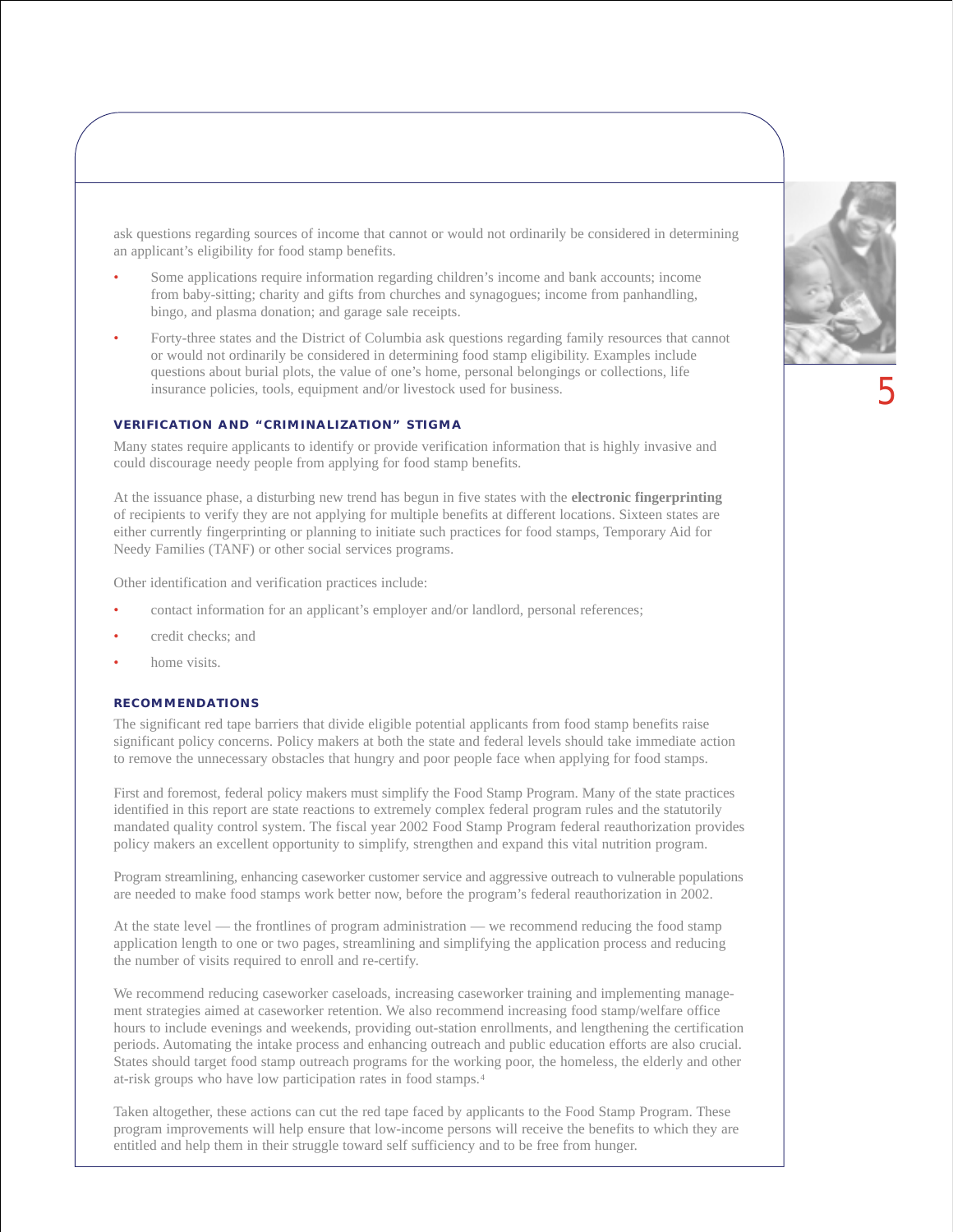ask questions regarding sources of income that cannot or would not ordinarily be considered in determining an applicant's eligibility for food stamp benefits.

- Some applications require information regarding children's income and bank accounts; income from baby-sitting; charity and gifts from churches and synagogues; income from panhandling, bingo, and plasma donation; and garage sale receipts.
- Forty-three states and the District of Columbia ask questions regarding family resources that cannot or would not ordinarily be considered in determining food stamp eligibility. Examples include questions about burial plots, the value of one's home, personal belongings or collections, life insurance policies, tools, equipment and/or livestock used for business.

### VERIFICATION AND "CRIMINALIZATION" STIGMA

Many states require applicants to identify or provide verification information that is highly invasive and could discourage needy people from applying for food stamp benefits.

At the issuance phase, a disturbing new trend has begun in five states with the **electronic fingerprinting** of recipients to verify they are not applying for multiple benefits at different locations. Sixteen states are either currently fingerprinting or planning to initiate such practices for food stamps, Temporary Aid for Needy Families (TANF) or other social services programs.

Other identification and verification practices include:

- contact information for an applicant's employer and/or landlord, personal references;
- credit checks; and
- home visits.

### RECOMMENDATIONS

The significant red tape barriers that divide eligible potential applicants from food stamp benefits raise significant policy concerns. Policy makers at both the state and federal levels should take immediate action to remove the unnecessary obstacles that hungry and poor people face when applying for food stamps.

First and foremost, federal policy makers must simplify the Food Stamp Program. Many of the state practices identified in this report are state reactions to extremely complex federal program rules and the statutorily mandated quality control system. The fiscal year 2002 Food Stamp Program federal reauthorization provides policy makers an excellent opportunity to simplify, strengthen and expand this vital nutrition program.

Program streamlining, enhancing caseworker customer service and aggressive outreach to vulnerable populations are needed to make food stamps work better now, before the program's federal reauthorization in 2002.

At the state level — the frontlines of program administration — we recommend reducing the food stamp application length to one or two pages, streamlining and simplifying the application process and reducing the number of visits required to enroll and re-certify.

We recommend reducing caseworker caseloads, increasing caseworker training and implementing management strategies aimed at caseworker retention. We also recommend increasing food stamp/welfare office hours to include evenings and weekends, providing out-station enrollments, and lengthening the certification periods. Automating the intake process and enhancing outreach and public education efforts are also crucial. States should target food stamp outreach programs for the working poor, the homeless, the elderly and other at-risk groups who have low participation rates in food stamps.[4]

Taken altogether, these actions can cut the red tape faced by applicants to the Food Stamp Program. These program improvements will help ensure that low-income persons will receive the benefits to which they are entitled and help them in their struggle toward self sufficiency and to be free from hunger.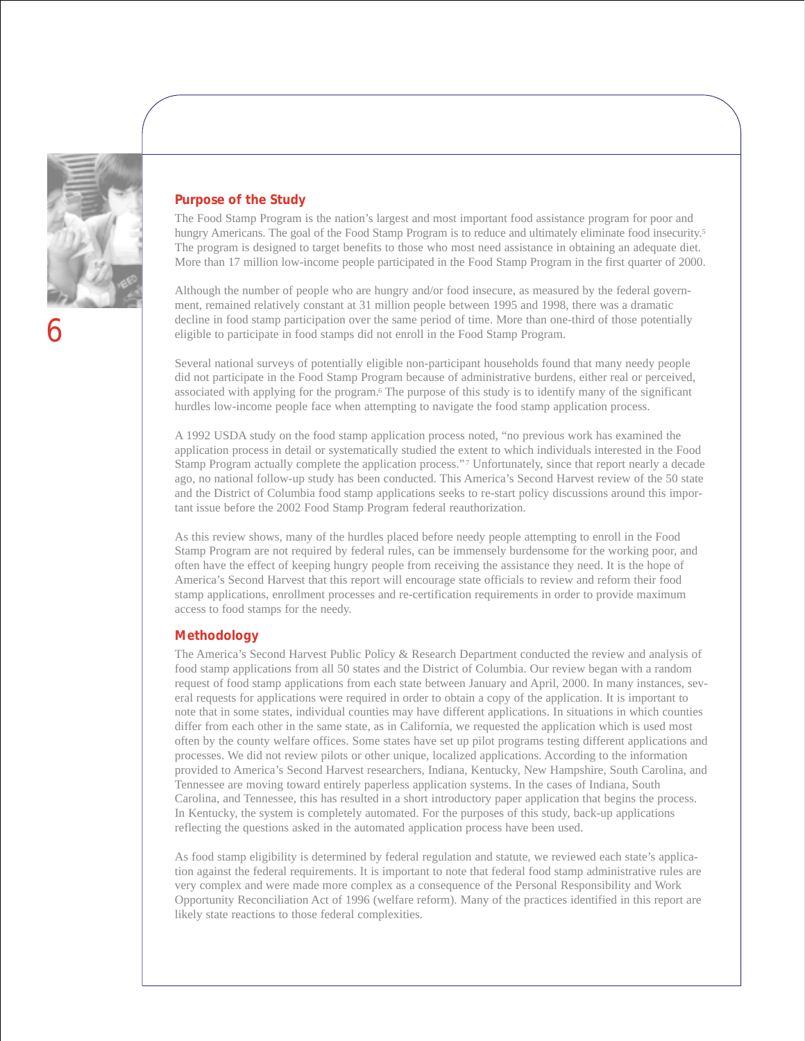## Purpose of the Study

The Food Stamp Program is the nation's largest and most important food assistance program for poor and hungry Americans. The goal of the Food Stamp Program is to reduce and ultimately eliminate food insecurity.[5] The program is designed to target benefits to those who most need assistance in obtaining an adequate diet. More than 17 million low-income people participated in the Food Stamp Program in the first quarter of 2000.

Although the number of people who are hungry and/or food insecure, as measured by the federal government, remained relatively constant at 31 million people between 1995 and 1998, there was a dramatic decline in food stamp participation over the same period of time. More than one-third of those potentially eligible to participate in food stamps did not enroll in the Food Stamp Program.

Several national surveys of potentially eligible non-participant households found that many needy people did not participate in the Food Stamp Program because of administrative burdens, either real or perceived, associated with applying for the program.[6] The purpose of this study is to identify many of the significant hurdles low-income people face when attempting to navigate the food stamp application process.

A 1992 USDA study on the food stamp application process noted, "no previous work has examined the application process in detail or systematically studied the extent to which individuals interested in the Food Stamp Program actually complete the application process."[7] Unfortunately, since that report nearly a decade ago, no national follow-up study has been conducted. This America's Second Harvest review of the 50 state and the District of Columbia food stamp applications seeks to re-start policy discussions around this important issue before the 2002 Food Stamp Program federal reauthorization.

As this review shows, many of the hurdles placed before needy people attempting to enroll in the Food Stamp Program are not required by federal rules, can be immensely burdensome for the working poor, and often have the effect of keeping hungry people from receiving the assistance they need. It is the hope of America's Second Harvest that this report will encourage state officials to review and reform their food stamp applications, enrollment processes and re-certification requirements in order to provide maximum access to food stamps for the needy.

## Methodology

The America's Second Harvest Public Policy & Research Department conducted the review and analysis of food stamp applications from all 50 states and the District of Columbia. Our review began with a random request of food stamp applications from each state between January and April, 2000. In many instances, several requests for applications were required in order to obtain a copy of the application. It is important to note that in some states, individual counties may have different applications. In situations in which counties differ from each other in the same state, as in California, we requested the application which is used most often by the county welfare offices. Some states have set up pilot programs testing different applications and processes. We did not review pilots or other unique, localized applications. According to the information provided to America's Second Harvest researchers, Indiana, Kentucky, New Hampshire, South Carolina, and Tennessee are moving toward entirely paperless application systems. In the cases of Indiana, South Carolina, and Tennessee, this has resulted in a short introductory paper application that begins the process. In Kentucky, the system is completely automated. For the purposes of this study, back-up applications reflecting the questions asked in the automated application process have been used.

As food stamp eligibility is determined by federal regulation and statute, we reviewed each state's application against the federal requirements. It is important to note that federal food stamp administrative rules are very complex and were made more complex as a consequence of the Personal Responsibility and Work Opportunity Reconciliation Act of 1996 (welfare reform). Many of the practices identified in this report are likely state reactions to those federal complexities.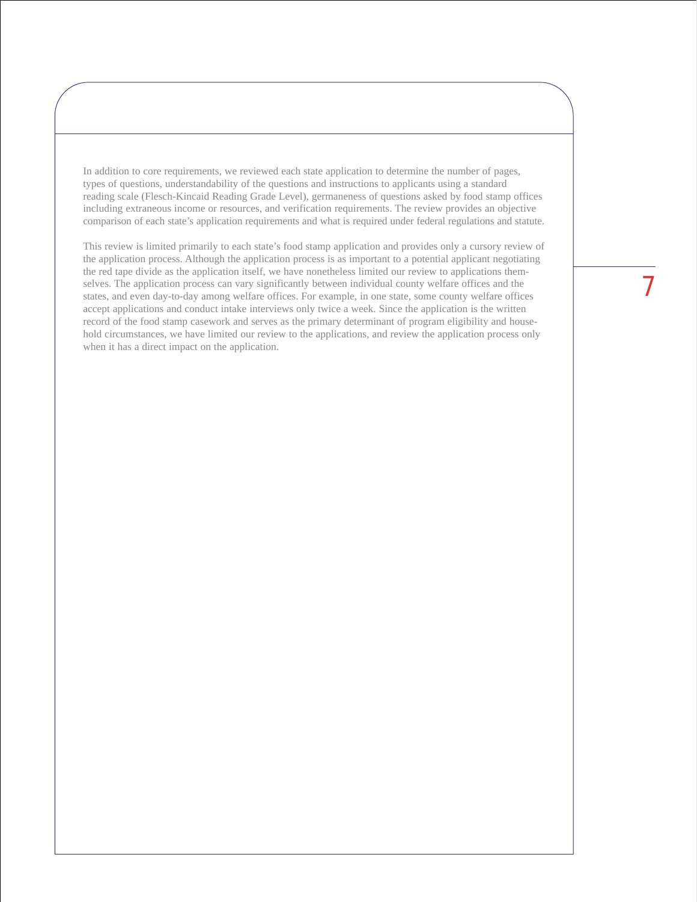In addition to core requirements, we reviewed each state application to determine the number of pages, types of questions, understandability of the questions and instructions to applicants using a standard reading scale (Flesch-Kincaid Reading Grade Level), germaneness of questions asked by food stamp offices including extraneous income or resources, and verification requirements. The review provides an objective comparison of each state's application requirements and what is required under federal regulations and statute.

This review is limited primarily to each state's food stamp application and provides only a cursory review of the application process. Although the application process is as important to a potential applicant negotiating the red tape divide as the application itself, we have nonetheless limited our review to applications themselves. The application process can vary significantly between individual county welfare offices and the states, and even day-to-day among welfare offices. For example, in one state, some county welfare offices accept applications and conduct intake interviews only twice a week. Since the application is the written record of the food stamp casework and serves as the primary determinant of program eligibility and household circumstances, we have limited our review to the applications, and review the application process only when it has a direct impact on the application.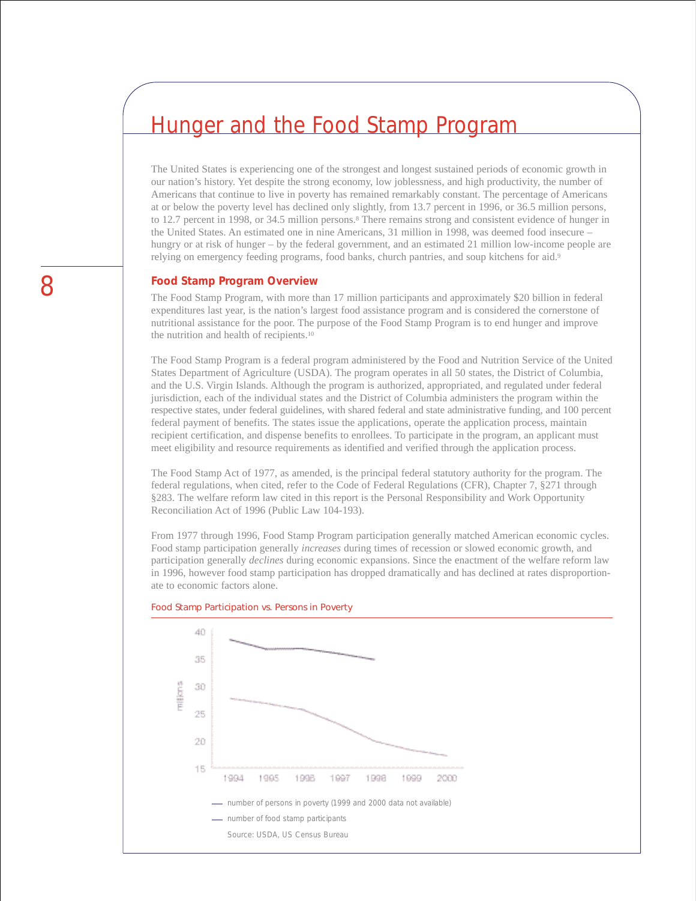# Hunger and the Food Stamp Program

The United States is experiencing one of the strongest and longest sustained periods of economic growth in our nation's history. Yet despite the strong economy, low joblessness, and high productivity, the number of Americans that continue to live in poverty has remained remarkably constant. The percentage of Americans at or below the poverty level has declined only slightly, from 13.7 percent in 1996, or 36.5 million persons, to 12.7 percent in 1998, or 34.5 million persons.[8] There remains strong and consistent evidence of hunger in the United States. An estimated one in nine Americans, 31 million in 1998, was deemed food insecure – hungry or at risk of hunger – by the federal government, and an estimated 21 million low-income people are relying on emergency feeding programs, food banks, church pantries, and soup kitchens for aid.[9]

## Food Stamp Program Overview

The Food Stamp Program, with more than 17 million participants and approximately $20 billion in federal expenditures last year, is the nation's largest food assistance program and is considered the cornerstone of nutritional assistance for the poor. The purpose of the Food Stamp Program is to end hunger and improve the nutrition and health of recipients.[10]

The Food Stamp Program is a federal program administered by the Food and Nutrition Service of the United States Department of Agriculture (USDA). The program operates in all 50 states, the District of Columbia, and the U.S. Virgin Islands. Although the program is authorized, appropriated, and regulated under federal jurisdiction, each of the individual states and the District of Columbia administers the program within the respective states, under federal guidelines, with shared federal and state administrative funding, and 100 percent federal payment of benefits. The states issue the applications, operate the application process, maintain recipient certification, and dispense benefits to enrollees. To participate in the program, an applicant must meet eligibility and resource requirements as identified and verified through the application process.

The Food Stamp Act of 1977, as amended, is the principal federal statutory authority for the program. The federal regulations, when cited, refer to the Code of Federal Regulations (CFR), Chapter 7, §271 through §283. The welfare reform law cited in this report is the Personal Responsibility and Work Opportunity Reconciliation Act of 1996 (Public Law 104-193).

From 1977 through 1996, Food Stamp Program participation generally matched American economic cycles. Food stamp participation generally *increases* during times of recession or slowed economic growth, and participation generally *declines* during economic expansions. Since the enactment of the welfare reform law in 1996, however food stamp participation has dropped dramatically and has declined at rates disproportionate to economic factors alone.

Food Stamp Participation vs. Persons in Poverty

— number of persons in poverty (1999 and 2000 data not available)

— number of food stamp participants

Source: USDA, US Census Bureau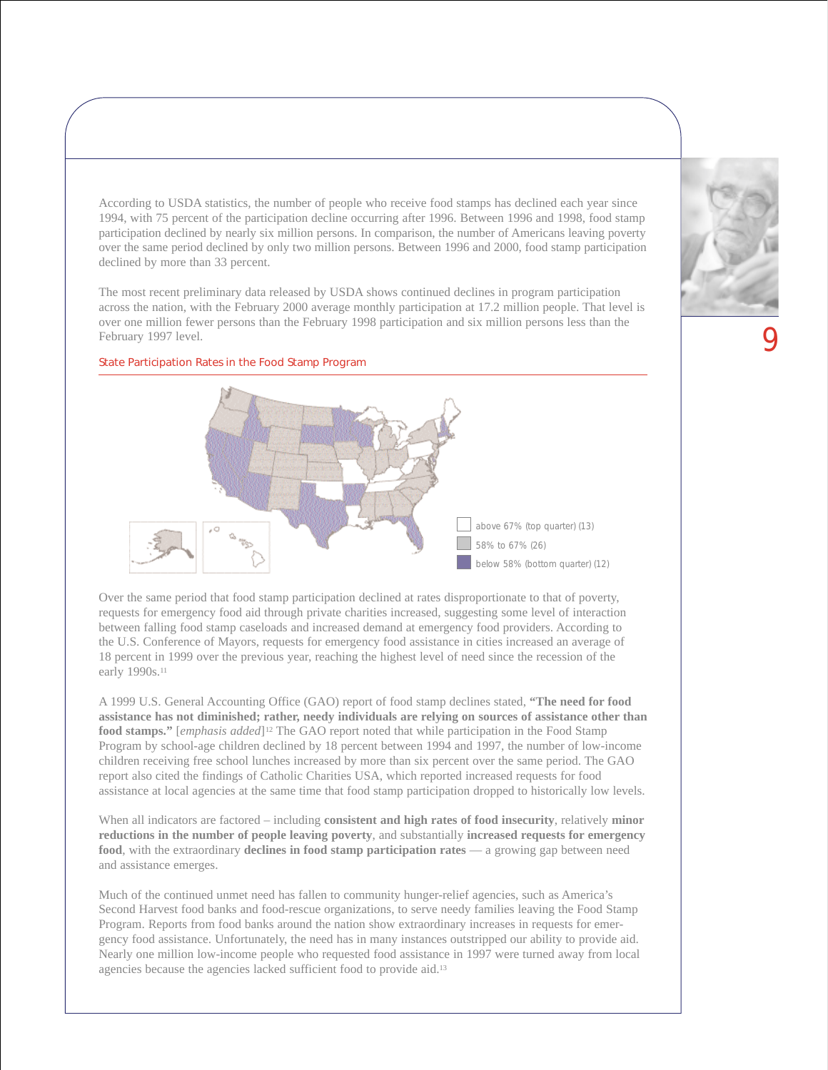According to USDA statistics, the number of people who receive food stamps has declined each year since 1994, with 75 percent of the participation decline occurring after 1996. Between 1996 and 1998, food stamp participation declined by nearly six million persons. In comparison, the number of Americans leaving poverty over the same period declined by only two million persons. Between 1996 and 2000, food stamp participation declined by more than 33 percent.

The most recent preliminary data released by USDA shows continued declines in program participation across the nation, with the February 2000 average monthly participation at 17.2 million people. That level is over one million fewer persons than the February 1998 participation and six million persons less than the February 1997 level.

State Participation Rates in the Food Stamp Program

above 67% (top quarter) (13)

58% to 67% (26)

below 58% (bottom quarter) (12)

Over the same period that food stamp participation declined at rates disproportionate to that of poverty, requests for emergency food aid through private charities increased, suggesting some level of interaction between falling food stamp caseloads and increased demand at emergency food providers. According to the U.S. Conference of Mayors, requests for emergency food assistance in cities increased an average of 18 percent in 1999 over the previous year, reaching the highest level of need since the recession of the early 1990s.[11]

A 1999 U.S. General Accounting Office (GAO) report of food stamp declines stated, **"The need for food assistance has not diminished; rather, needy individuals are relying on sources of assistance other than food stamps."** [*emphasis added*][12] The GAO report noted that while participation in the Food Stamp Program by school-age children declined by 18 percent between 1994 and 1997, the number of low-income children receiving free school lunches increased by more than six percent over the same period. The GAO report also cited the findings of Catholic Charities USA, which reported increased requests for food assistance at local agencies at the same time that food stamp participation dropped to historically low levels.

When all indicators are factored – including **consistent and high rates of food insecurity**, relatively **minor reductions in the number of people leaving poverty**, and substantially **increased requests for emergency food**, with the extraordinary **declines in food stamp participation rates** — a growing gap between need and assistance emerges.

Much of the continued unmet need has fallen to community hunger-relief agencies, such as America's Second Harvest food banks and food-rescue organizations, to serve needy families leaving the Food Stamp Program. Reports from food banks around the nation show extraordinary increases in requests for emergency food assistance. Unfortunately, the need has in many instances outstripped our ability to provide aid. Nearly one million low-income people who requested food assistance in 1997 were turned away from local agencies because the agencies lacked sufficient food to provide aid.[13]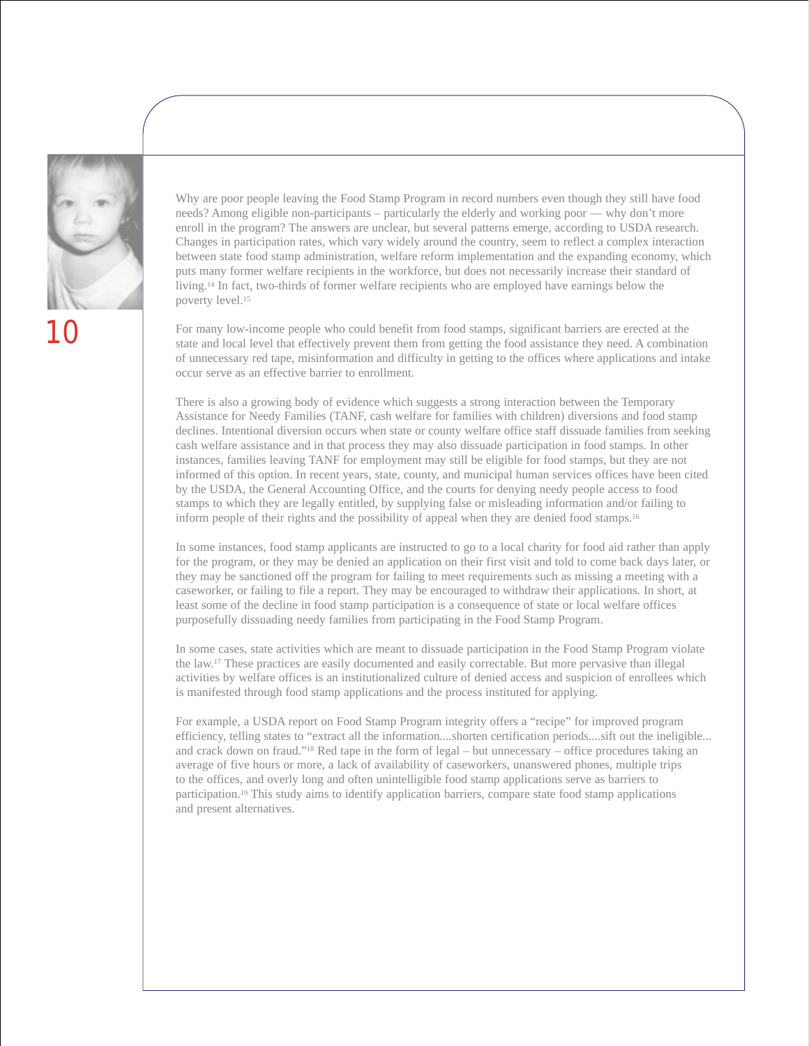Why are poor people leaving the Food Stamp Program in record numbers even though they still have food needs? Among eligible non-participants – particularly the elderly and working poor — why don't more enroll in the program? The answers are unclear, but several patterns emerge, according to USDA research. Changes in participation rates, which vary widely around the country, seem to reflect a complex interaction between state food stamp administration, welfare reform implementation and the expanding economy, which puts many former welfare recipients in the workforce, but does not necessarily increase their standard of living.[14] In fact, two-thirds of former welfare recipients who are employed have earnings below the poverty level.[15]

For many low-income people who could benefit from food stamps, significant barriers are erected at the state and local level that effectively prevent them from getting the food assistance they need. A combination of unnecessary red tape, misinformation and difficulty in getting to the offices where applications and intake occur serve as an effective barrier to enrollment.

There is also a growing body of evidence which suggests a strong interaction between the Temporary Assistance for Needy Families (TANF, cash welfare for families with children) diversions and food stamp declines. Intentional diversion occurs when state or county welfare office staff dissuade families from seeking cash welfare assistance and in that process they may also dissuade participation in food stamps. In other instances, families leaving TANF for employment may still be eligible for food stamps, but they are not informed of this option. In recent years, state, county, and municipal human services offices have been cited by the USDA, the General Accounting Office, and the courts for denying needy people access to food stamps to which they are legally entitled, by supplying false or misleading information and/or failing to inform people of their rights and the possibility of appeal when they are denied food stamps.[16]

In some instances, food stamp applicants are instructed to go to a local charity for food aid rather than apply for the program, or they may be denied an application on their first visit and told to come back days later, or they may be sanctioned off the program for failing to meet requirements such as missing a meeting with a caseworker, or failing to file a report. They may be encouraged to withdraw their applications. In short, at least some of the decline in food stamp participation is a consequence of state or local welfare offices purposefully dissuading needy families from participating in the Food Stamp Program.

In some cases, state activities which are meant to dissuade participation in the Food Stamp Program violate the law.[17] These practices are easily documented and easily correctable. But more pervasive than illegal activities by welfare offices is an institutionalized culture of denied access and suspicion of enrollees which is manifested through food stamp applications and the process instituted for applying.

For example, a USDA report on Food Stamp Program integrity offers a "recipe" for improved program efficiency, telling states to "extract all the information....shorten certification periods....sift out the ineligible... and crack down on fraud."[18] Red tape in the form of legal – but unnecessary – office procedures taking an average of five hours or more, a lack of availability of caseworkers, unanswered phones, multiple trips to the offices, and overly long and often unintelligible food stamp applications serve as barriers to participation.[19] This study aims to identify application barriers, compare state food stamp applications and present alternatives.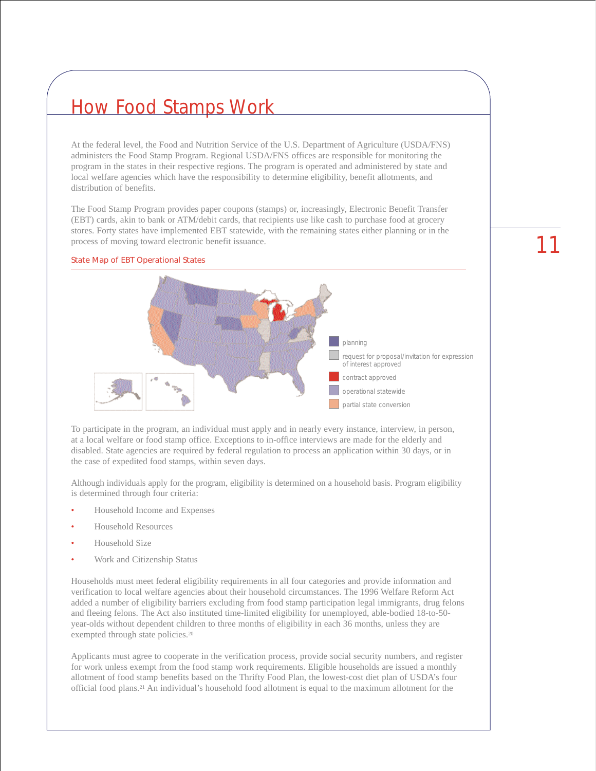# How Food Stamps Work

At the federal level, the Food and Nutrition Service of the U.S. Department of Agriculture (USDA/FNS) administers the Food Stamp Program. Regional USDA/FNS offices are responsible for monitoring the program in the states in their respective regions. The program is operated and administered by state and local welfare agencies which have the responsibility to determine eligibility, benefit allotments, and distribution of benefits.

The Food Stamp Program provides paper coupons (stamps) or, increasingly, Electronic Benefit Transfer (EBT) cards, akin to bank or ATM/debit cards, that recipients use like cash to purchase food at grocery stores. Forty states have implemented EBT statewide, with the remaining states either planning or in the process of moving toward electronic benefit issuance.

State Map of EBT Operational States

- planning
- request for proposal/invitation for expression of interest approved
- contract approved
- operational statewide
- partial state conversion

To participate in the program, an individual must apply and in nearly every instance, interview, in person, at a local welfare or food stamp office. Exceptions to in-office interviews are made for the elderly and disabled. State agencies are required by federal regulation to process an application within 30 days, or in the case of expedited food stamps, within seven days.

Although individuals apply for the program, eligibility is determined on a household basis. Program eligibility is determined through four criteria:

- Household Income and Expenses
- Household Resources
- Household Size
- Work and Citizenship Status

Households must meet federal eligibility requirements in all four categories and provide information and verification to local welfare agencies about their household circumstances. The 1996 Welfare Reform Act added a number of eligibility barriers excluding from food stamp participation legal immigrants, drug felons and fleeing felons. The Act also instituted time-limited eligibility for unemployed, able-bodied 18-to-50-year-olds without dependent children to three months of eligibility in each 36 months, unless they are exempted through state policies.[20]

Applicants must agree to cooperate in the verification process, provide social security numbers, and register for work unless exempt from the food stamp work requirements. Eligible households are issued a monthly allotment of food stamp benefits based on the Thrifty Food Plan, the lowest-cost diet plan of USDA's four official food plans.[21] An individual's household food allotment is equal to the maximum allotment for the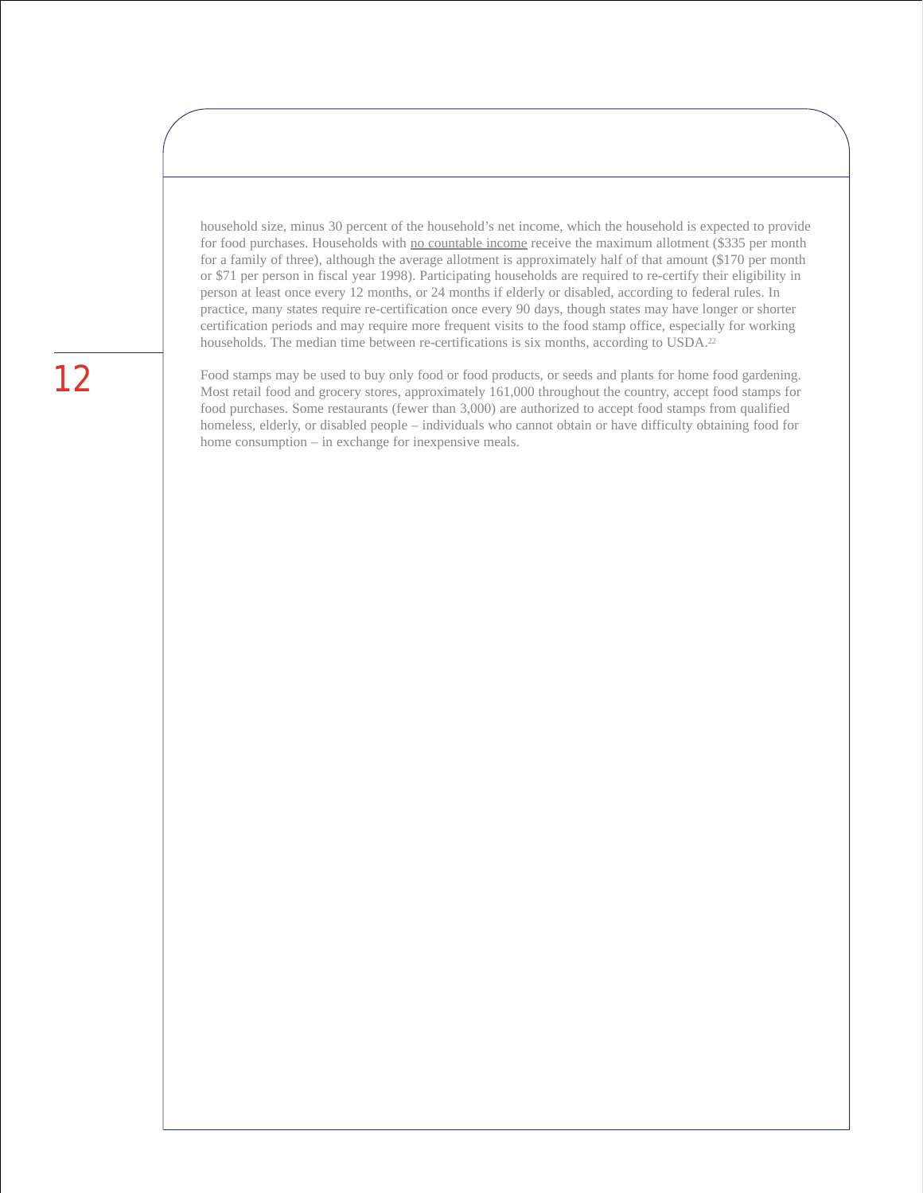household size, minus 30 percent of the household's net income, which the household is expected to provide for food purchases. Households with no countable income receive the maximum allotment ($335 per month for a family of three), although the average allotment is approximately half of that amount ($170 per month or $71 per person in fiscal year 1998). Participating households are required to re-certify their eligibility in person at least once every 12 months, or 24 months if elderly or disabled, according to federal rules. In practice, many states require re-certification once every 90 days, though states may have longer or shorter certification periods and may require more frequent visits to the food stamp office, especially for working households. The median time between re-certifications is six months, according to USDA.[22]

Food stamps may be used to buy only food or food products, or seeds and plants for home food gardening. Most retail food and grocery stores, approximately 161,000 throughout the country, accept food stamps for food purchases. Some restaurants (fewer than 3,000) are authorized to accept food stamps from qualified homeless, elderly, or disabled people – individuals who cannot obtain or have difficulty obtaining food for home consumption – in exchange for inexpensive meals.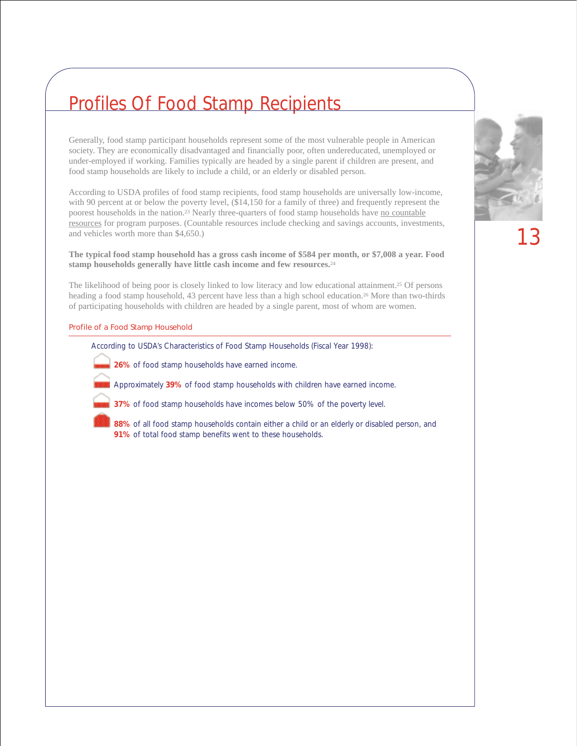# Profiles Of Food Stamp Recipients

Generally, food stamp participant households represent some of the most vulnerable people in American society. They are economically disadvantaged and financially poor, often undereducated, unemployed or under-employed if working. Families typically are headed by a single parent if children are present, and food stamp households are likely to include a child, or an elderly or disabled person.

According to USDA profiles of food stamp recipients, food stamp households are universally low-income, with 90 percent at or below the poverty level, ($14,150 for a family of three) and frequently represent the poorest households in the nation.[23] Nearly three-quarters of food stamp households have no countable resources for program purposes. (Countable resources include checking and savings accounts, investments, and vehicles worth more than $4,650.)

**The typical food stamp household has a gross cash income of $584 per month, or $7,008 a year. Food stamp households generally have little cash income and few resources.**[24]

The likelihood of being poor is closely linked to low literacy and low educational attainment.[25] Of persons heading a food stamp household, 43 percent have less than a high school education.[26] More than two-thirds of participating households with children are headed by a single parent, most of whom are women.

## Profile of a Food Stamp Household

According to USDA's Characteristics of Food Stamp Households (Fiscal Year 1998):

- **26%** of food stamp households have earned income.
- Approximately **39%** of food stamp households with children have earned income.
- **37%** of food stamp households have incomes below 50% of the poverty level.
- **88%** of all food stamp households contain either a child or an elderly or disabled person, and **91%** of total food stamp benefits went to these households.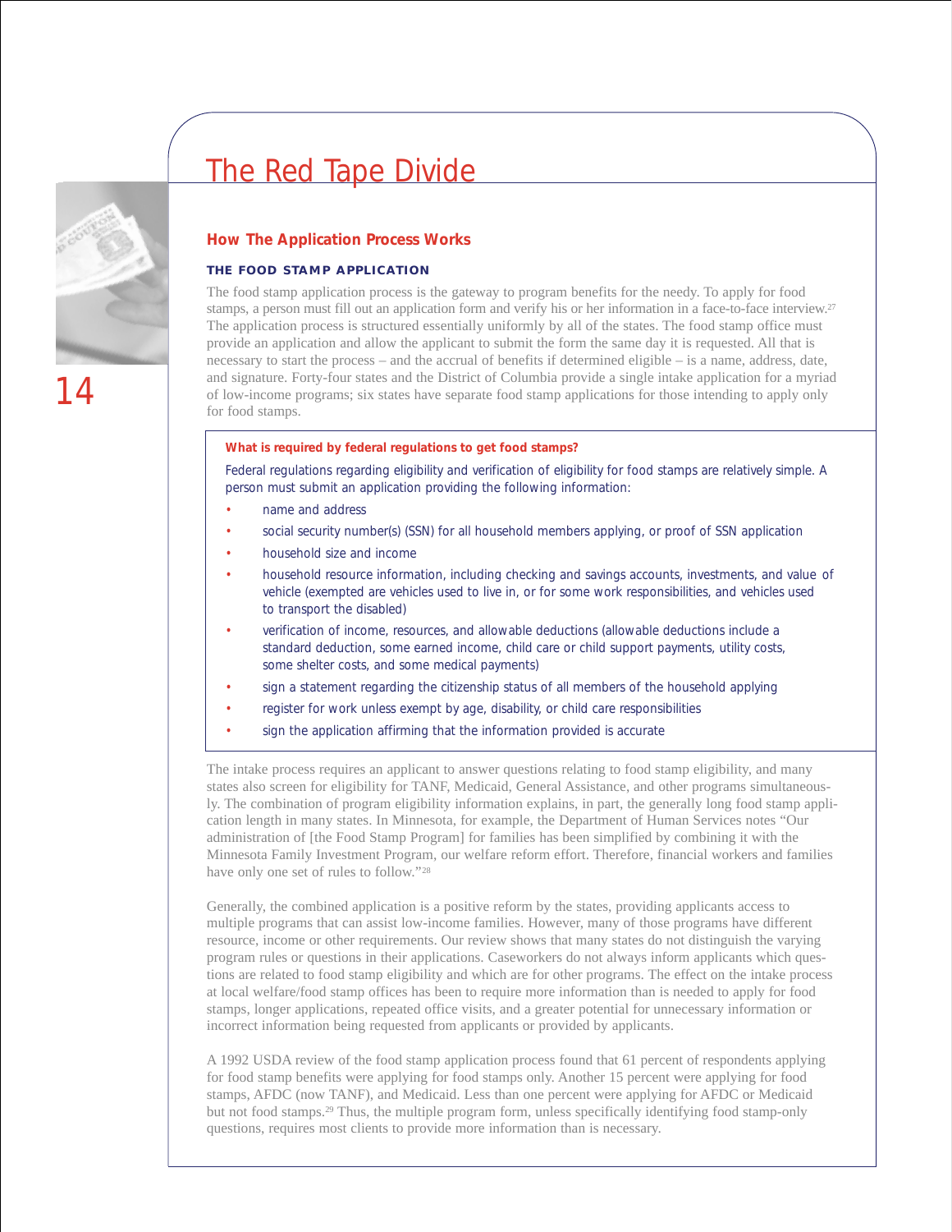# The Red Tape Divide

## How The Application Process Works

### THE FOOD STAMP APPLICATION

The food stamp application process is the gateway to program benefits for the needy. To apply for food stamps, a person must fill out an application form and verify his or her information in a face-to-face interview.[27] The application process is structured essentially uniformly by all of the states. The food stamp office must provide an application and allow the applicant to submit the form the same day it is requested. All that is necessary to start the process – and the accrual of benefits if determined eligible – is a name, address, date, and signature. Forty-four states and the District of Columbia provide a single intake application for a myriad of low-income programs; six states have separate food stamp applications for those intending to apply only for food stamps.

**What is required by federal regulations to get food stamps?**

Federal regulations regarding eligibility and verification of eligibility for food stamps are relatively simple. A person must submit an application providing the following information:

- name and address
- social security number(s) (SSN) for all household members applying, or proof of SSN application
- household size and income
- household resource information, including checking and savings accounts, investments, and value of vehicle (exempted are vehicles used to live in, or for some work responsibilities, and vehicles used to transport the disabled)
- verification of income, resources, and allowable deductions (allowable deductions include a standard deduction, some earned income, child care or child support payments, utility costs, some shelter costs, and some medical payments)
- sign a statement regarding the citizenship status of all members of the household applying
- register for work unless exempt by age, disability, or child care responsibilities
- sign the application affirming that the information provided is accurate

The intake process requires an applicant to answer questions relating to food stamp eligibility, and many states also screen for eligibility for TANF, Medicaid, General Assistance, and other programs simultaneously. The combination of program eligibility information explains, in part, the generally long food stamp application length in many states. In Minnesota, for example, the Department of Human Services notes "Our administration of [the Food Stamp Program] for families has been simplified by combining it with the Minnesota Family Investment Program, our welfare reform effort. Therefore, financial workers and families have only one set of rules to follow."[28]

Generally, the combined application is a positive reform by the states, providing applicants access to multiple programs that can assist low-income families. However, many of those programs have different resource, income or other requirements. Our review shows that many states do not distinguish the varying program rules or questions in their applications. Caseworkers do not always inform applicants which questions are related to food stamp eligibility and which are for other programs. The effect on the intake process at local welfare/food stamp offices has been to require more information than is needed to apply for food stamps, longer applications, repeated office visits, and a greater potential for unnecessary information or incorrect information being requested from applicants or provided by applicants.

A 1992 USDA review of the food stamp application process found that 61 percent of respondents applying for food stamp benefits were applying for food stamps only. Another 15 percent were applying for food stamps, AFDC (now TANF), and Medicaid. Less than one percent were applying for AFDC or Medicaid but not food stamps.[29] Thus, the multiple program form, unless specifically identifying food stamp-only questions, requires most clients to provide more information than is necessary.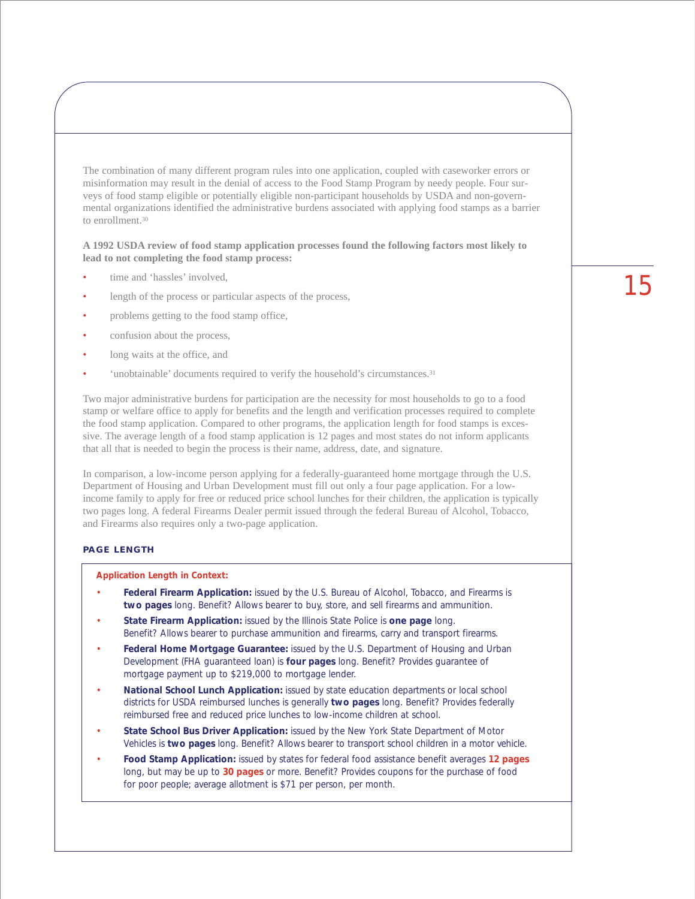The combination of many different program rules into one application, coupled with caseworker errors or misinformation may result in the denial of access to the Food Stamp Program by needy people. Four surveys of food stamp eligible or potentially eligible non-participant households by USDA and non-governmental organizations identified the administrative burdens associated with applying food stamps as a barrier to enrollment.[30]

**A 1992 USDA review of food stamp application processes found the following factors most likely to lead to not completing the food stamp process:**

- time and 'hassles' involved,
- length of the process or particular aspects of the process,
- problems getting to the food stamp office,
- confusion about the process,
- long waits at the office, and
- 'unobtainable' documents required to verify the household's circumstances.[31]

Two major administrative burdens for participation are the necessity for most households to go to a food stamp or welfare office to apply for benefits and the length and verification processes required to complete the food stamp application. Compared to other programs, the application length for food stamps is excessive. The average length of a food stamp application is 12 pages and most states do not inform applicants that all that is needed to begin the process is their name, address, date, and signature.

In comparison, a low-income person applying for a federally-guaranteed home mortgage through the U.S. Department of Housing and Urban Development must fill out only a four page application. For a low-income family to apply for free or reduced price school lunches for their children, the application is typically two pages long. A federal Firearms Dealer permit issued through the federal Bureau of Alcohol, Tobacco, and Firearms also requires only a two-page application.

## PAGE LENGTH

**Application Length in Context:**

- **Federal Firearm Application:** issued by the U.S. Bureau of Alcohol, Tobacco, and Firearms is **two pages** long. Benefit? Allows bearer to buy, store, and sell firearms and ammunition.
- **State Firearm Application:** issued by the Illinois State Police is **one page** long. Benefit? Allows bearer to purchase ammunition and firearms, carry and transport firearms.
- **Federal Home Mortgage Guarantee:** issued by the U.S. Department of Housing and Urban Development (FHA guaranteed loan) is **four pages** long. Benefit? Provides guarantee of mortgage payment up to $219,000 to mortgage lender.
- **National School Lunch Application:** issued by state education departments or local school districts for USDA reimbursed lunches is generally **two pages** long. Benefit? Provides federally reimbursed free and reduced price lunches to low-income children at school.
- **State School Bus Driver Application:** issued by the New York State Department of Motor Vehicles is **two pages** long. Benefit? Allows bearer to transport school children in a motor vehicle.
- **Food Stamp Application:** issued by states for federal food assistance benefit averages **12 pages** long, but may be up to **30 pages** or more. Benefit? Provides coupons for the purchase of food for poor people; average allotment is $71 per person, per month.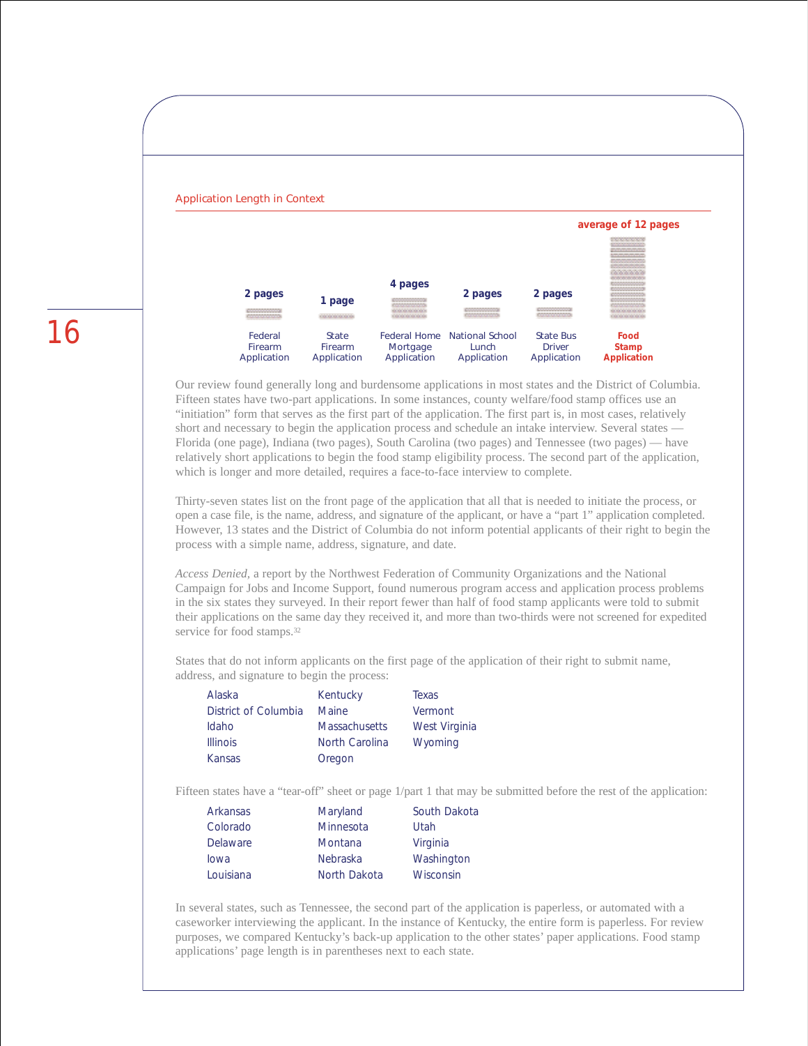## Application Length in Context

| Federal Firearm Application | State Firearm Application | Federal Home Mortgage Application | National School Lunch Application | State Bus Driver Application | Food Stamp Application |
|---|---|---|---|---|---|
| 2 pages | 1 page | 4 pages | 2 pages | 2 pages | average of 12 pages |

Our review found generally long and burdensome applications in most states and the District of Columbia. Fifteen states have two-part applications. In some instances, county welfare/food stamp offices use an "initiation" form that serves as the first part of the application. The first part is, in most cases, relatively short and necessary to begin the application process and schedule an intake interview. Several states — Florida (one page), Indiana (two pages), South Carolina (two pages) and Tennessee (two pages) — have relatively short applications to begin the food stamp eligibility process. The second part of the application, which is longer and more detailed, requires a face-to-face interview to complete.

Thirty-seven states list on the front page of the application that all that is needed to initiate the process, or open a case file, is the name, address, and signature of the applicant, or have a "part 1" application completed. However, 13 states and the District of Columbia do not inform potential applicants of their right to begin the process with a simple name, address, signature, and date.

*Access Denied*, a report by the Northwest Federation of Community Organizations and the National Campaign for Jobs and Income Support, found numerous program access and application process problems in the six states they surveyed. In their report fewer than half of food stamp applicants were told to submit their applications on the same day they received it, and more than two-thirds were not screened for expedited service for food stamps.[32]

States that do not inform applicants on the first page of the application of their right to submit name, address, and signature to begin the process:

| | | |
|---|---|---|
| Alaska | Kentucky | Texas |
| District of Columbia | Maine | Vermont |
| Idaho | Massachusetts | West Virginia |
| Illinois | North Carolina | Wyoming |
| Kansas | Oregon | |

Fifteen states have a "tear-off" sheet or page 1/part 1 that may be submitted before the rest of the application:

| | | |
|---|---|---|
| Arkansas | Maryland | South Dakota |
| Colorado | Minnesota | Utah |
| Delaware | Montana | Virginia |
| Iowa | Nebraska | Washington |
| Louisiana | North Dakota | Wisconsin |

In several states, such as Tennessee, the second part of the application is paperless, or automated with a caseworker interviewing the applicant. In the instance of Kentucky, the entire form is paperless. For review purposes, we compared Kentucky's back-up application to the other states' paper applications. Food stamp applications' page length is in parentheses next to each state.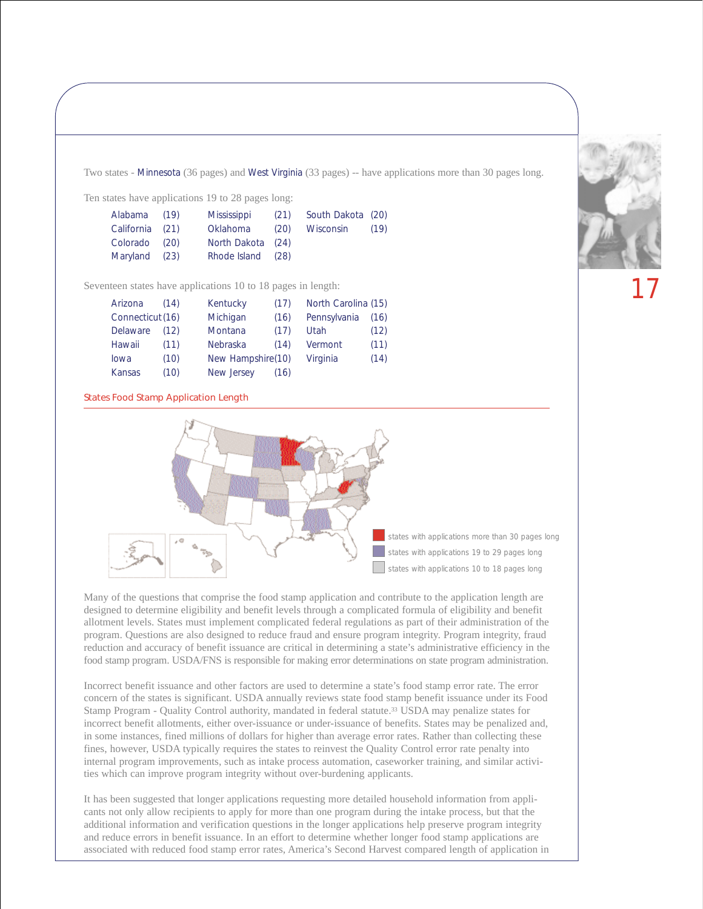Two states - Minnesota (36 pages) and West Virginia (33 pages) -- have applications more than 30 pages long.

Ten states have applications 19 to 28 pages long:

| | | | | | |
|---|---|---|---|---|---|
| Alabama | (19) | Mississippi | (21) | South Dakota | (20) |
| California | (21) | Oklahoma | (20) | Wisconsin | (19) |
| Colorado | (20) | North Dakota | (24) | | |
| Maryland | (23) | Rhode Island | (28) | | |

Seventeen states have applications 10 to 18 pages in length:

| | | | | | |
|---|---|---|---|---|---|
| Arizona | (14) | Kentucky | (17) | North Carolina | (15) |
| Connecticut | (16) | Michigan | (16) | Pennsylvania | (16) |
| Delaware | (12) | Montana | (17) | Utah | (12) |
| Hawaii | (11) | Nebraska | (14) | Vermont | (11) |
| Iowa | (10) | New Hampshire | (10) | Virginia | (14) |
| Kansas | (10) | New Jersey | (16) | | |

States Food Stamp Application Length

- states with applications more than 30 pages long
- states with applications 19 to 29 pages long
- states with applications 10 to 18 pages long

Many of the questions that comprise the food stamp application and contribute to the application length are designed to determine eligibility and benefit levels through a complicated formula of eligibility and benefit allotment levels. States must implement complicated federal regulations as part of their administration of the program. Questions are also designed to reduce fraud and ensure program integrity. Program integrity, fraud reduction and accuracy of benefit issuance are critical in determining a state's administrative efficiency in the food stamp program. USDA/FNS is responsible for making error determinations on state program administration.

Incorrect benefit issuance and other factors are used to determine a state's food stamp error rate. The error concern of the states is significant. USDA annually reviews state food stamp benefit issuance under its Food Stamp Program - Quality Control authority, mandated in federal statute.[33] USDA may penalize states for incorrect benefit allotments, either over-issuance or under-issuance of benefits. States may be penalized and, in some instances, fined millions of dollars for higher than average error rates. Rather than collecting these fines, however, USDA typically requires the states to reinvest the Quality Control error rate penalty into internal program improvements, such as intake process automation, caseworker training, and similar activities which can improve program integrity without over-burdening applicants.

It has been suggested that longer applications requesting more detailed household information from applicants not only allow recipients to apply for more than one program during the intake process, but that the additional information and verification questions in the longer applications help preserve program integrity and reduce errors in benefit issuance. In an effort to determine whether longer food stamp applications are associated with reduced food stamp error rates, America's Second Harvest compared length of application in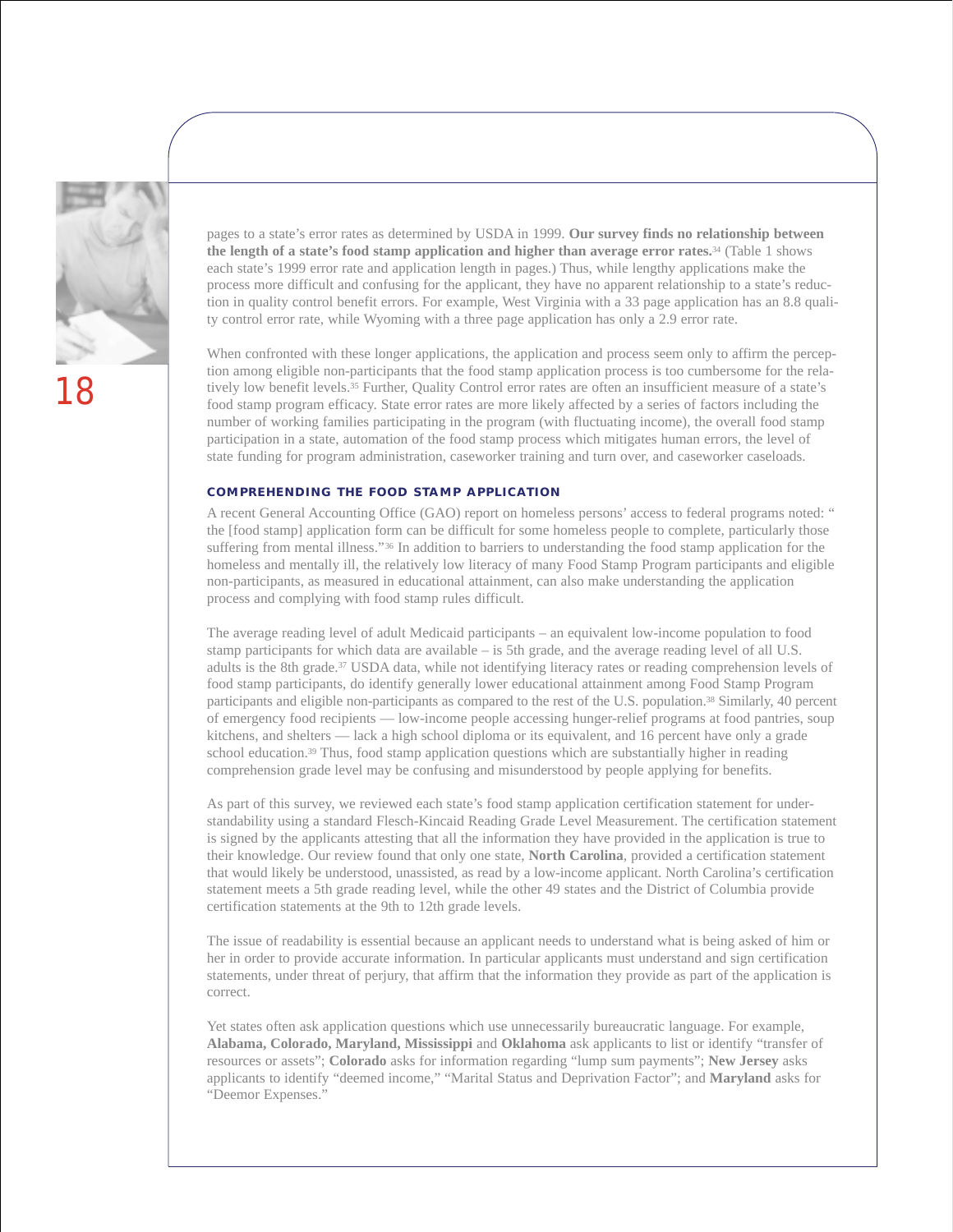pages to a state's error rates as determined by USDA in 1999. **Our survey finds no relationship between the length of a state's food stamp application and higher than average error rates.**[34] (Table 1 shows each state's 1999 error rate and application length in pages.) Thus, while lengthy applications make the process more difficult and confusing for the applicant, they have no apparent relationship to a state's reduction in quality control benefit errors. For example, West Virginia with a 33 page application has an 8.8 quality control error rate, while Wyoming with a three page application has only a 2.9 error rate.

When confronted with these longer applications, the application and process seem only to affirm the perception among eligible non-participants that the food stamp application process is too cumbersome for the relatively low benefit levels.[35] Further, Quality Control error rates are often an insufficient measure of a state's food stamp program efficacy. State error rates are more likely affected by a series of factors including the number of working families participating in the program (with fluctuating income), the overall food stamp participation in a state, automation of the food stamp process which mitigates human errors, the level of state funding for program administration, caseworker training and turn over, and caseworker caseloads.

### COMPREHENDING THE FOOD STAMP APPLICATION

A recent General Accounting Office (GAO) report on homeless persons' access to federal programs noted: " the [food stamp] application form can be difficult for some homeless people to complete, particularly those suffering from mental illness."[36] In addition to barriers to understanding the food stamp application for the homeless and mentally ill, the relatively low literacy of many Food Stamp Program participants and eligible non-participants, as measured in educational attainment, can also make understanding the application process and complying with food stamp rules difficult.

The average reading level of adult Medicaid participants – an equivalent low-income population to food stamp participants for which data are available – is 5th grade, and the average reading level of all U.S. adults is the 8th grade.[37] USDA data, while not identifying literacy rates or reading comprehension levels of food stamp participants, do identify generally lower educational attainment among Food Stamp Program participants and eligible non-participants as compared to the rest of the U.S. population.[38] Similarly, 40 percent of emergency food recipients — low-income people accessing hunger-relief programs at food pantries, soup kitchens, and shelters — lack a high school diploma or its equivalent, and 16 percent have only a grade school education.[39] Thus, food stamp application questions which are substantially higher in reading comprehension grade level may be confusing and misunderstood by people applying for benefits.

As part of this survey, we reviewed each state's food stamp application certification statement for understandability using a standard Flesch-Kincaid Reading Grade Level Measurement. The certification statement is signed by the applicants attesting that all the information they have provided in the application is true to their knowledge. Our review found that only one state, **North Carolina**, provided a certification statement that would likely be understood, unassisted, as read by a low-income applicant. North Carolina's certification statement meets a 5th grade reading level, while the other 49 states and the District of Columbia provide certification statements at the 9th to 12th grade levels.

The issue of readability is essential because an applicant needs to understand what is being asked of him or her in order to provide accurate information. In particular applicants must understand and sign certification statements, under threat of perjury, that affirm that the information they provide as part of the application is correct.

Yet states often ask application questions which use unnecessarily bureaucratic language. For example, **Alabama, Colorado, Maryland, Mississippi** and **Oklahoma** ask applicants to list or identify "transfer of resources or assets"; **Colorado** asks for information regarding "lump sum payments"; **New Jersey** asks applicants to identify "deemed income," "Marital Status and Deprivation Factor"; and **Maryland** asks for "Deemor Expenses."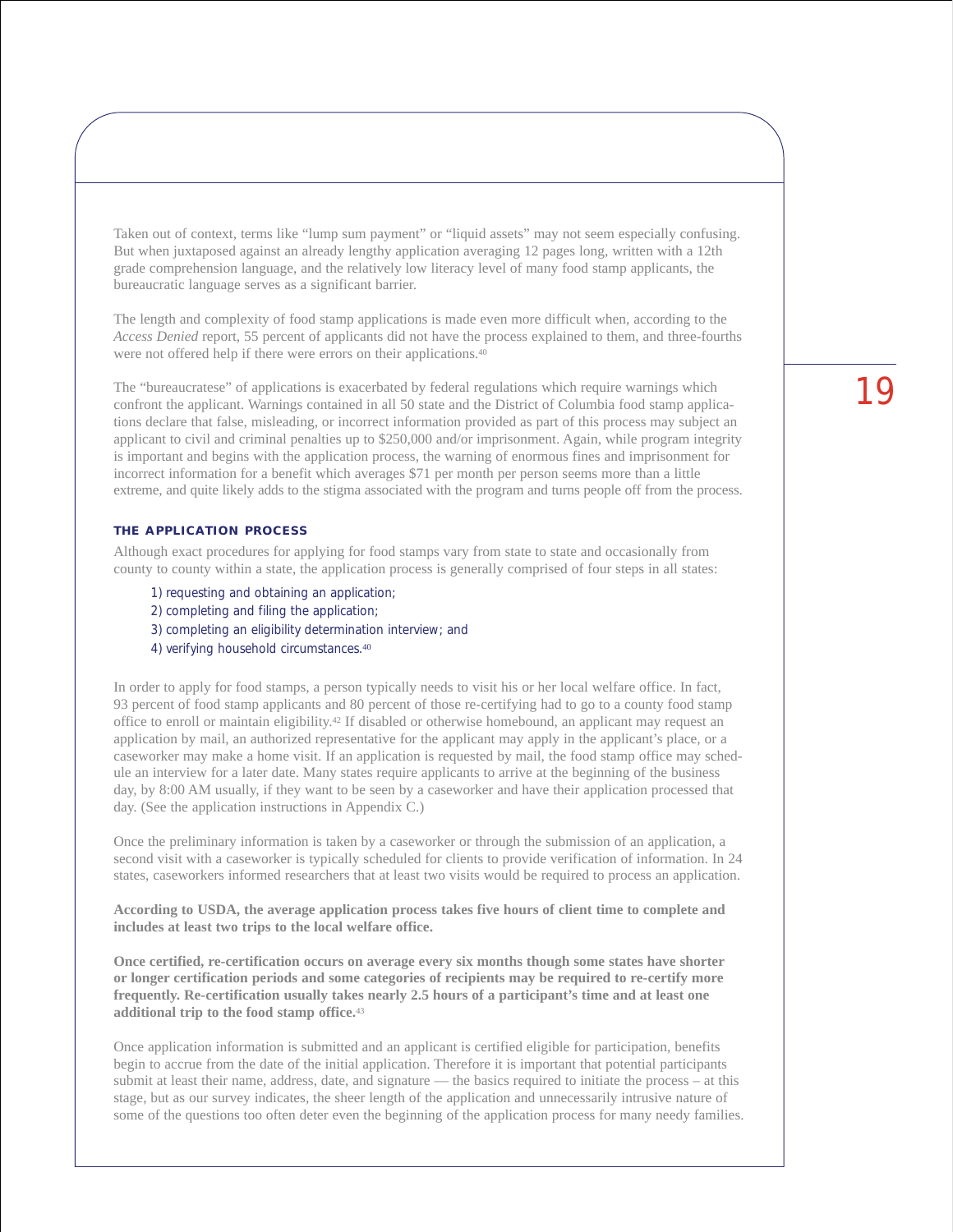Taken out of context, terms like “lump sum payment” or “liquid assets” may not seem especially confusing. But when juxtaposed against an already lengthy application averaging 12 pages long, written with a 12th grade comprehension language, and the relatively low literacy level of many food stamp applicants, the bureaucratic language serves as a significant barrier.

The length and complexity of food stamp applications is made even more difficult when, according to the *Access Denied* report, 55 percent of applicants did not have the process explained to them, and three-fourths were not offered help if there were errors on their applications.[40]

The “bureaucratese” of applications is exacerbated by federal regulations which require warnings which confront the applicant. Warnings contained in all 50 state and the District of Columbia food stamp applications declare that false, misleading, or incorrect information provided as part of this process may subject an applicant to civil and criminal penalties up to $250,000 and/or imprisonment. Again, while program integrity is important and begins with the application process, the warning of enormous fines and imprisonment for incorrect information for a benefit which averages $71 per month per person seems more than a little extreme, and quite likely adds to the stigma associated with the program and turns people off from the process.

### THE APPLICATION PROCESS

Although exact procedures for applying for food stamps vary from state to state and occasionally from county to county within a state, the application process is generally comprised of four steps in all states:

1) requesting and obtaining an application;
2) completing and filing the application;
3) completing an eligibility determination interview; and
4) verifying household circumstances.[40]

In order to apply for food stamps, a person typically needs to visit his or her local welfare office. In fact, 93 percent of food stamp applicants and 80 percent of those re-certifying had to go to a county food stamp office to enroll or maintain eligibility.[42] If disabled or otherwise homebound, an applicant may request an application by mail, an authorized representative for the applicant may apply in the applicant’s place, or a caseworker may make a home visit. If an application is requested by mail, the food stamp office may schedule an interview for a later date. Many states require applicants to arrive at the beginning of the business day, by 8:00 AM usually, if they want to be seen by a caseworker and have their application processed that day. (See the application instructions in Appendix C.)

Once the preliminary information is taken by a caseworker or through the submission of an application, a second visit with a caseworker is typically scheduled for clients to provide verification of information. In 24 states, caseworkers informed researchers that at least two visits would be required to process an application.

**According to USDA, the average application process takes five hours of client time to complete and includes at least two trips to the local welfare office.**

**Once certified, re-certification occurs on average every six months though some states have shorter or longer certification periods and some categories of recipients may be required to re-certify more frequently. Re-certification usually takes nearly 2.5 hours of a participant’s time and at least one additional trip to the food stamp office.**[43]

Once application information is submitted and an applicant is certified eligible for participation, benefits begin to accrue from the date of the initial application. Therefore it is important that potential participants submit at least their name, address, date, and signature — the basics required to initiate the process – at this stage, but as our survey indicates, the sheer length of the application and unnecessarily intrusive nature of some of the questions too often deter even the beginning of the application process for many needy families.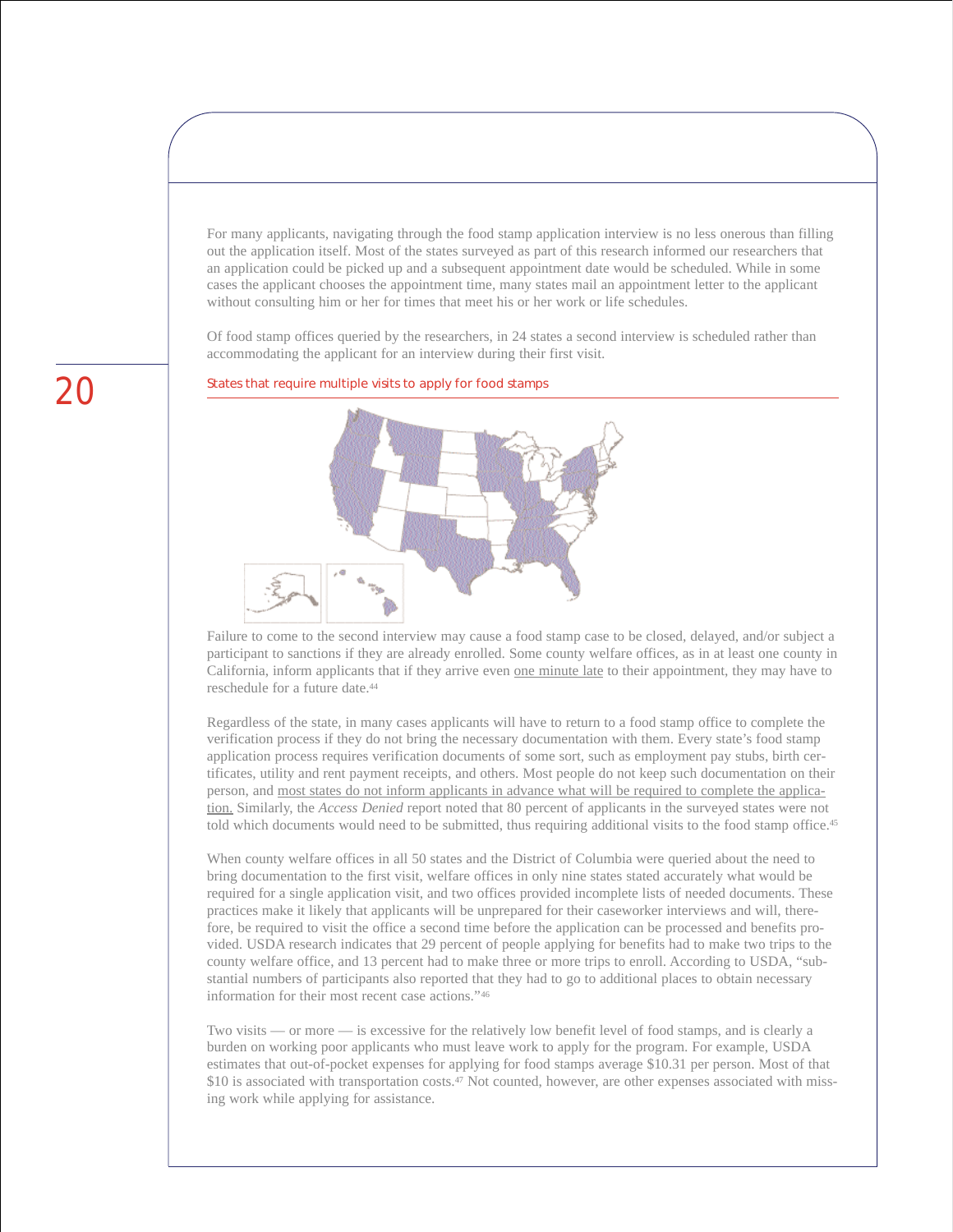For many applicants, navigating through the food stamp application interview is no less onerous than filling out the application itself. Most of the states surveyed as part of this research informed our researchers that an application could be picked up and a subsequent appointment date would be scheduled. While in some cases the applicant chooses the appointment time, many states mail an appointment letter to the applicant without consulting him or her for times that meet his or her work or life schedules.

Of food stamp offices queried by the researchers, in 24 states a second interview is scheduled rather than accommodating the applicant for an interview during their first visit.

States that require multiple visits to apply for food stamps

Failure to come to the second interview may cause a food stamp case to be closed, delayed, and/or subject a participant to sanctions if they are already enrolled. Some county welfare offices, as in at least one county in California, inform applicants that if they arrive even one minute late to their appointment, they may have to reschedule for a future date.[44]

Regardless of the state, in many cases applicants will have to return to a food stamp office to complete the verification process if they do not bring the necessary documentation with them. Every state's food stamp application process requires verification documents of some sort, such as employment pay stubs, birth certificates, utility and rent payment receipts, and others. Most people do not keep such documentation on their person, and most states do not inform applicants in advance what will be required to complete the application. Similarly, the *Access Denied* report noted that 80 percent of applicants in the surveyed states were not told which documents would need to be submitted, thus requiring additional visits to the food stamp office.[45]

When county welfare offices in all 50 states and the District of Columbia were queried about the need to bring documentation to the first visit, welfare offices in only nine states stated accurately what would be required for a single application visit, and two offices provided incomplete lists of needed documents. These practices make it likely that applicants will be unprepared for their caseworker interviews and will, therefore, be required to visit the office a second time before the application can be processed and benefits provided. USDA research indicates that 29 percent of people applying for benefits had to make two trips to the county welfare office, and 13 percent had to make three or more trips to enroll. According to USDA, "substantial numbers of participants also reported that they had to go to additional places to obtain necessary information for their most recent case actions."[46]

Two visits — or more — is excessive for the relatively low benefit level of food stamps, and is clearly a burden on working poor applicants who must leave work to apply for the program. For example, USDA estimates that out-of-pocket expenses for applying for food stamps average $10.31 per person. Most of that $10 is associated with transportation costs.[47] Not counted, however, are other expenses associated with missing work while applying for assistance.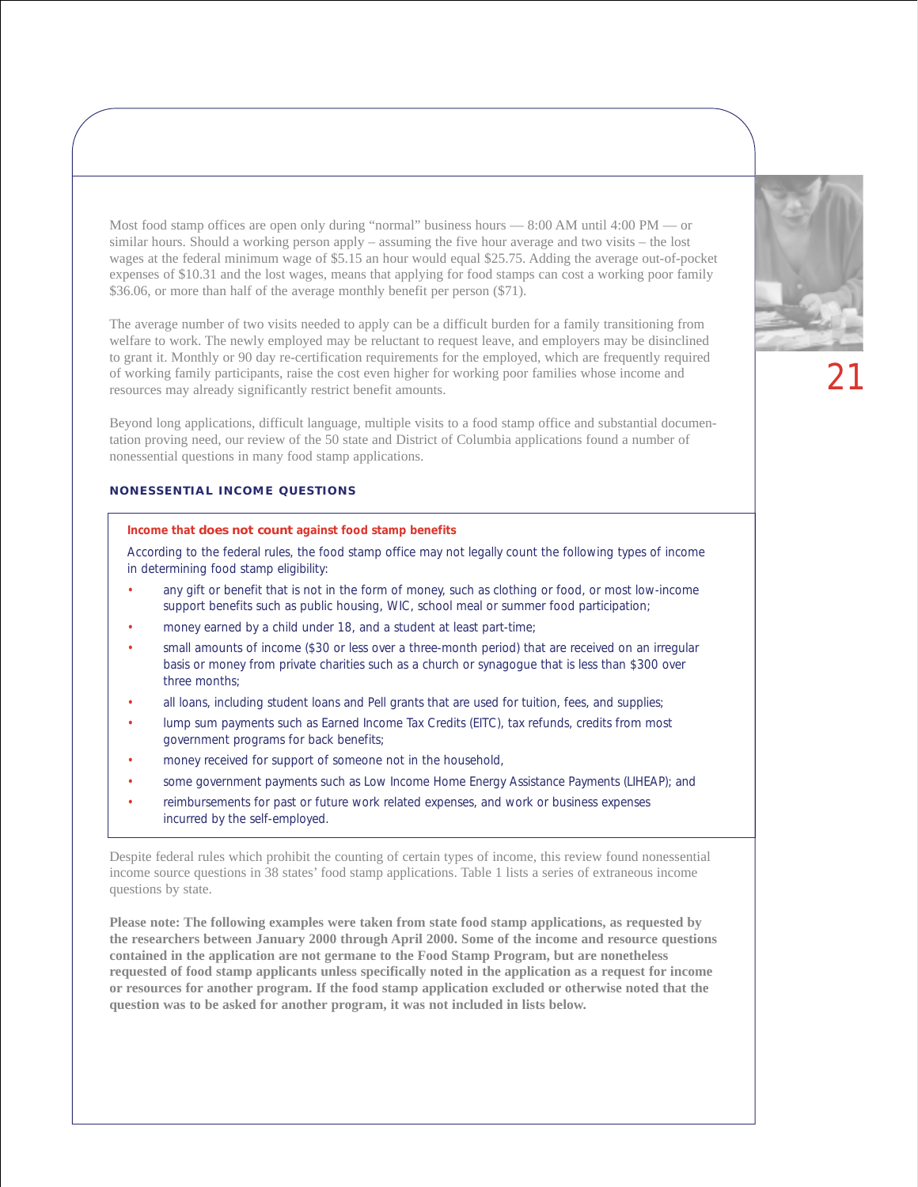Most food stamp offices are open only during "normal" business hours — 8:00 AM until 4:00 PM — or similar hours. Should a working person apply – assuming the five hour average and two visits – the lost wages at the federal minimum wage of $5.15 an hour would equal $25.75. Adding the average out-of-pocket expenses of $10.31 and the lost wages, means that applying for food stamps can cost a working poor family $36.06, or more than half of the average monthly benefit per person ($71).

The average number of two visits needed to apply can be a difficult burden for a family transitioning from welfare to work. The newly employed may be reluctant to request leave, and employers may be disinclined to grant it. Monthly or 90 day re-certification requirements for the employed, which are frequently required of working family participants, raise the cost even higher for working poor families whose income and resources may already significantly restrict benefit amounts.

Beyond long applications, difficult language, multiple visits to a food stamp office and substantial documentation proving need, our review of the 50 state and District of Columbia applications found a number of nonessential questions in many food stamp applications.

### NONESSENTIAL INCOME QUESTIONS

**Income that does not count against food stamp benefits**

According to the federal rules, the food stamp office may not legally count the following types of income in determining food stamp eligibility:

- any gift or benefit that is not in the form of money, such as clothing or food, or most low-income support benefits such as public housing, WIC, school meal or summer food participation;
- money earned by a child under 18, and a student at least part-time;
- small amounts of income ($30 or less over a three-month period) that are received on an irregular basis or money from private charities such as a church or synagogue that is less than $300 over three months;
- all loans, including student loans and Pell grants that are used for tuition, fees, and supplies;
- lump sum payments such as Earned Income Tax Credits (EITC), tax refunds, credits from most government programs for back benefits;
- money received for support of someone not in the household,
- some government payments such as Low Income Home Energy Assistance Payments (LIHEAP); and
- reimbursements for past or future work related expenses, and work or business expenses incurred by the self-employed.

Despite federal rules which prohibit the counting of certain types of income, this review found nonessential income source questions in 38 states' food stamp applications. Table 1 lists a series of extraneous income questions by state.

**Please note: The following examples were taken from state food stamp applications, as requested by the researchers between January 2000 through April 2000. Some of the income and resource questions contained in the application are not germane to the Food Stamp Program, but are nonetheless requested of food stamp applicants unless specifically noted in the application as a request for income or resources for another program. If the food stamp application excluded or otherwise noted that the question was to be asked for another program, it was not included in lists below.**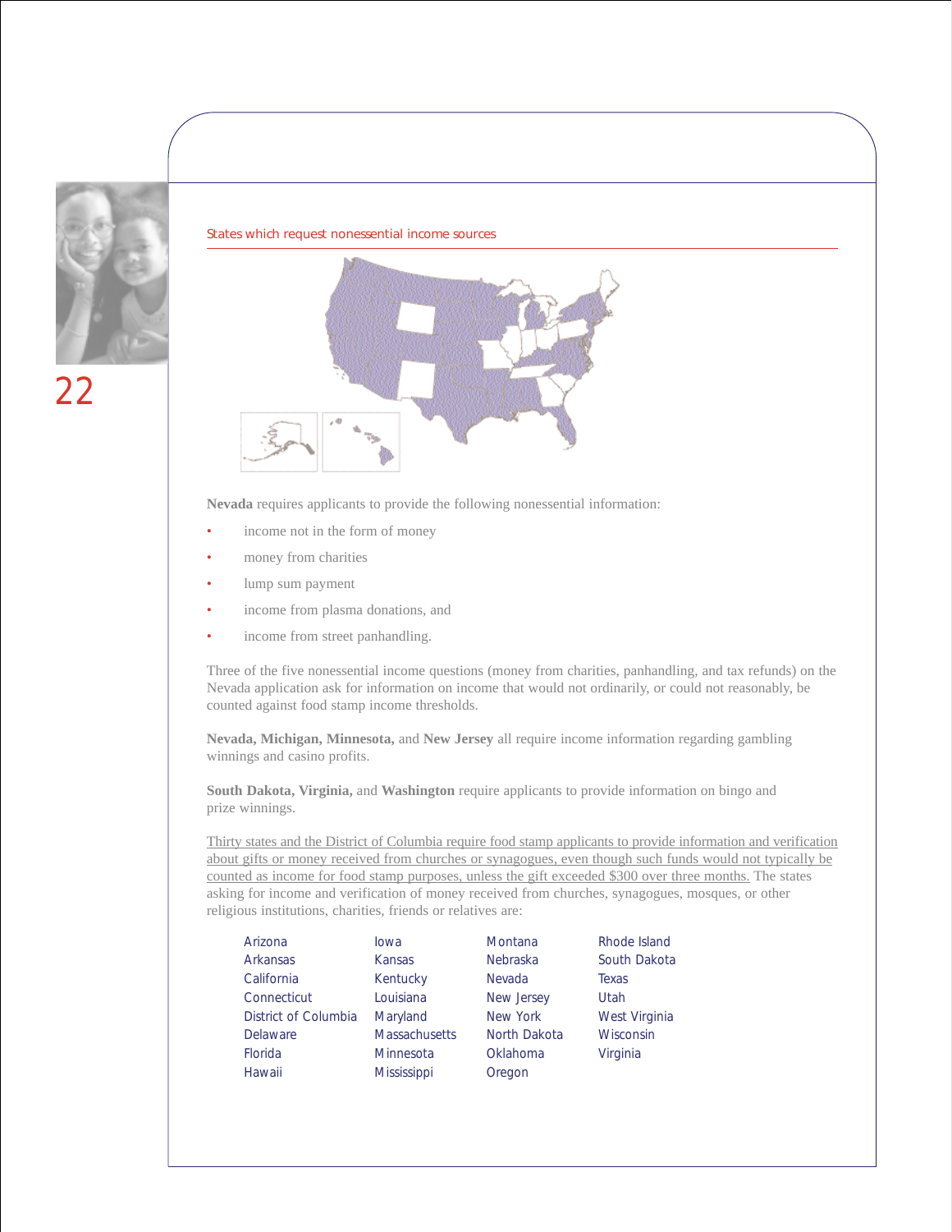States which request nonessential income sources

**Nevada** requires applicants to provide the following nonessential information:

- income not in the form of money
- money from charities
- lump sum payment
- income from plasma donations, and
- income from street panhandling.

Three of the five nonessential income questions (money from charities, panhandling, and tax refunds) on the Nevada application ask for information on income that would not ordinarily, or could not reasonably, be counted against food stamp income thresholds.

**Nevada, Michigan, Minnesota,** and **New Jersey** all require income information regarding gambling winnings and casino profits.

**South Dakota, Virginia,** and **Washington** require applicants to provide information on bingo and prize winnings.

Thirty states and the District of Columbia require food stamp applicants to provide information and verification about gifts or money received from churches or synagogues, even though such funds would not typically be counted as income for food stamp purposes, unless the gift exceeded $300 over three months. The states asking for income and verification of money received from churches, synagogues, mosques, or other religious institutions, charities, friends or relatives are:

| | | | |
|---|---|---|---|
| Arizona | Iowa | Montana | Rhode Island |
| Arkansas | Kansas | Nebraska | South Dakota |
| California | Kentucky | Nevada | Texas |
| Connecticut | Louisiana | New Jersey | Utah |
| District of Columbia | Maryland | New York | West Virginia |
| Delaware | Massachusetts | North Dakota | Wisconsin |
| Florida | Minnesota | Oklahoma | Virginia |
| Hawaii | Mississippi | Oregon | |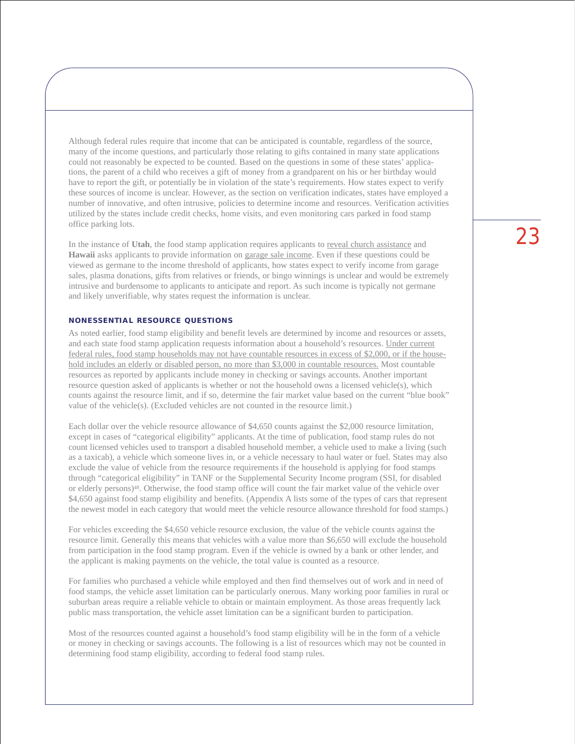Although federal rules require that income that can be anticipated is countable, regardless of the source, many of the income questions, and particularly those relating to gifts contained in many state applications could not reasonably be expected to be counted. Based on the questions in some of these states' applications, the parent of a child who receives a gift of money from a grandparent on his or her birthday would have to report the gift, or potentially be in violation of the state's requirements. How states expect to verify these sources of income is unclear. However, as the section on verification indicates, states have employed a number of innovative, and often intrusive, policies to determine income and resources. Verification activities utilized by the states include credit checks, home visits, and even monitoring cars parked in food stamp office parking lots.

In the instance of **Utah**, the food stamp application requires applicants to reveal church assistance and **Hawaii** asks applicants to provide information on garage sale income. Even if these questions could be viewed as germane to the income threshold of applicants, how states expect to verify income from garage sales, plasma donations, gifts from relatives or friends, or bingo winnings is unclear and would be extremely intrusive and burdensome to applicants to anticipate and report. As such income is typically not germane and likely unverifiable, why states request the information is unclear.

### NONESSENTIAL RESOURCE QUESTIONS

As noted earlier, food stamp eligibility and benefit levels are determined by income and resources or assets, and each state food stamp application requests information about a household's resources. Under current federal rules, food stamp households may not have countable resources in excess of $2,000, or if the household includes an elderly or disabled person, no more than $3,000 in countable resources. Most countable resources as reported by applicants include money in checking or savings accounts. Another important resource question asked of applicants is whether or not the household owns a licensed vehicle(s), which counts against the resource limit, and if so, determine the fair market value based on the current "blue book" value of the vehicle(s). (Excluded vehicles are not counted in the resource limit.)

Each dollar over the vehicle resource allowance of $4,650 counts against the $2,000 resource limitation, except in cases of "categorical eligibility" applicants. At the time of publication, food stamp rules do not count licensed vehicles used to transport a disabled household member, a vehicle used to make a living (such as a taxicab), a vehicle which someone lives in, or a vehicle necessary to haul water or fuel. States may also exclude the value of vehicle from the resource requirements if the household is applying for food stamps through "categorical eligibility" in TANF or the Supplemental Security Income program (SSI, for disabled or elderly persons)[48]. Otherwise, the food stamp office will count the fair market value of the vehicle over $4,650 against food stamp eligibility and benefits. (Appendix A lists some of the types of cars that represent the newest model in each category that would meet the vehicle resource allowance threshold for food stamps.)

For vehicles exceeding the $4,650 vehicle resource exclusion, the value of the vehicle counts against the resource limit. Generally this means that vehicles with a value more than $6,650 will exclude the household from participation in the food stamp program. Even if the vehicle is owned by a bank or other lender, and the applicant is making payments on the vehicle, the total value is counted as a resource.

For families who purchased a vehicle while employed and then find themselves out of work and in need of food stamps, the vehicle asset limitation can be particularly onerous. Many working poor families in rural or suburban areas require a reliable vehicle to obtain or maintain employment. As those areas frequently lack public mass transportation, the vehicle asset limitation can be a significant burden to participation.

Most of the resources counted against a household's food stamp eligibility will be in the form of a vehicle or money in checking or savings accounts. The following is a list of resources which may not be counted in determining food stamp eligibility, according to federal food stamp rules.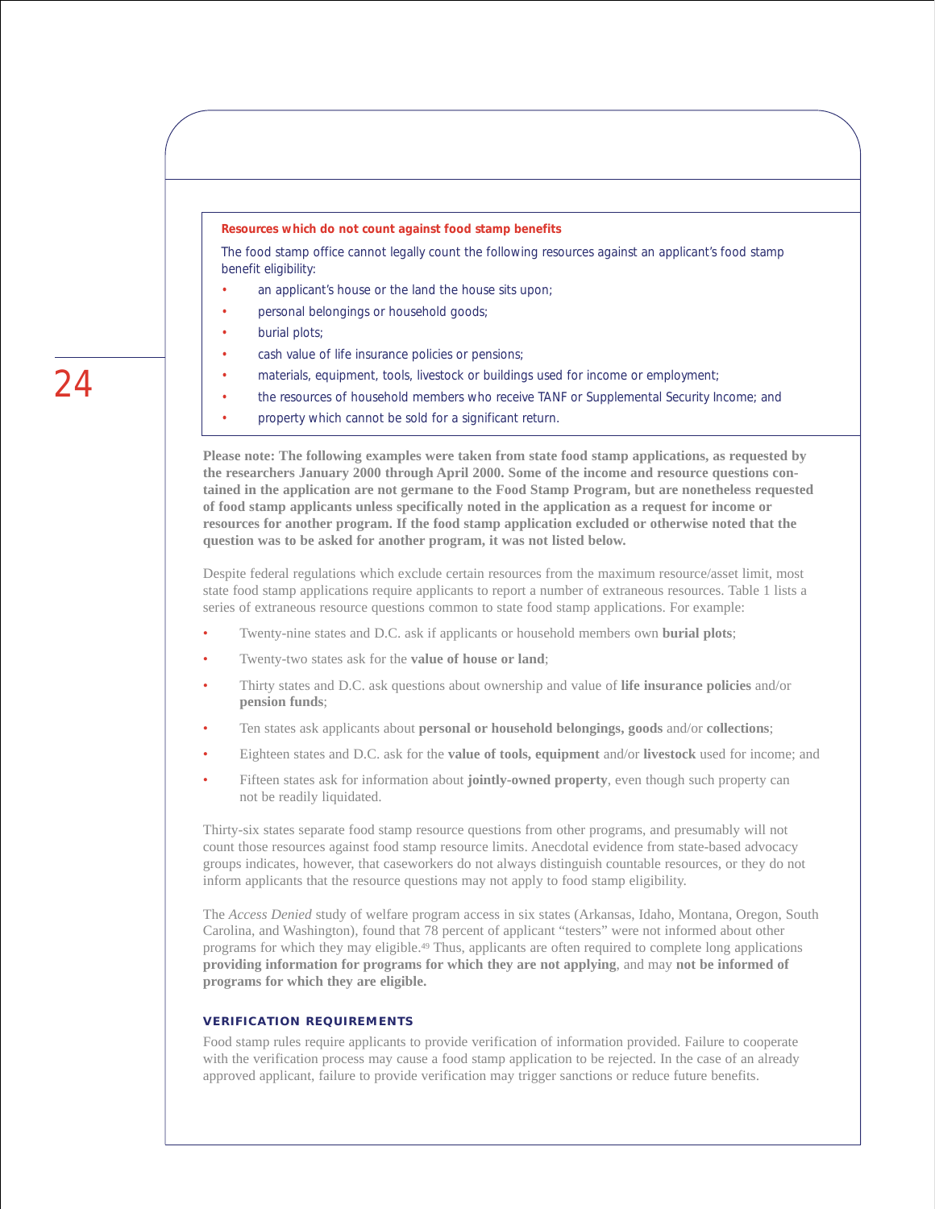**Resources which do not count against food stamp benefits**

The food stamp office cannot legally count the following resources against an applicant's food stamp benefit eligibility:

- an applicant's house or the land the house sits upon;
- personal belongings or household goods;
- burial plots;
- cash value of life insurance policies or pensions;
- materials, equipment, tools, livestock or buildings used for income or employment;
- the resources of household members who receive TANF or Supplemental Security Income; and
- property which cannot be sold for a significant return.

**Please note: The following examples were taken from state food stamp applications, as requested by the researchers January 2000 through April 2000. Some of the income and resource questions contained in the application are not germane to the Food Stamp Program, but are nonetheless requested of food stamp applicants unless specifically noted in the application as a request for income or resources for another program. If the food stamp application excluded or otherwise noted that the question was to be asked for another program, it was not listed below.**

Despite federal regulations which exclude certain resources from the maximum resource/asset limit, most state food stamp applications require applicants to report a number of extraneous resources. Table 1 lists a series of extraneous resource questions common to state food stamp applications. For example:

- Twenty-nine states and D.C. ask if applicants or household members own **burial plots**;
- Twenty-two states ask for the **value of house or land**;
- Thirty states and D.C. ask questions about ownership and value of **life insurance policies** and/or **pension funds**;
- Ten states ask applicants about **personal or household belongings, goods** and/or **collections**;
- Eighteen states and D.C. ask for the **value of tools, equipment** and/or **livestock** used for income; and
- Fifteen states ask for information about **jointly-owned property**, even though such property can not be readily liquidated.

Thirty-six states separate food stamp resource questions from other programs, and presumably will not count those resources against food stamp resource limits. Anecdotal evidence from state-based advocacy groups indicates, however, that caseworkers do not always distinguish countable resources, or they do not inform applicants that the resource questions may not apply to food stamp eligibility.

The *Access Denied* study of welfare program access in six states (Arkansas, Idaho, Montana, Oregon, South Carolina, and Washington), found that 78 percent of applicant "testers" were not informed about other programs for which they may eligible.[49] Thus, applicants are often required to complete long applications **providing information for programs for which they are not applying**, and may **not be informed of programs for which they are eligible.**

### VERIFICATION REQUIREMENTS

Food stamp rules require applicants to provide verification of information provided. Failure to cooperate with the verification process may cause a food stamp application to be rejected. In the case of an already approved applicant, failure to provide verification may trigger sanctions or reduce future benefits.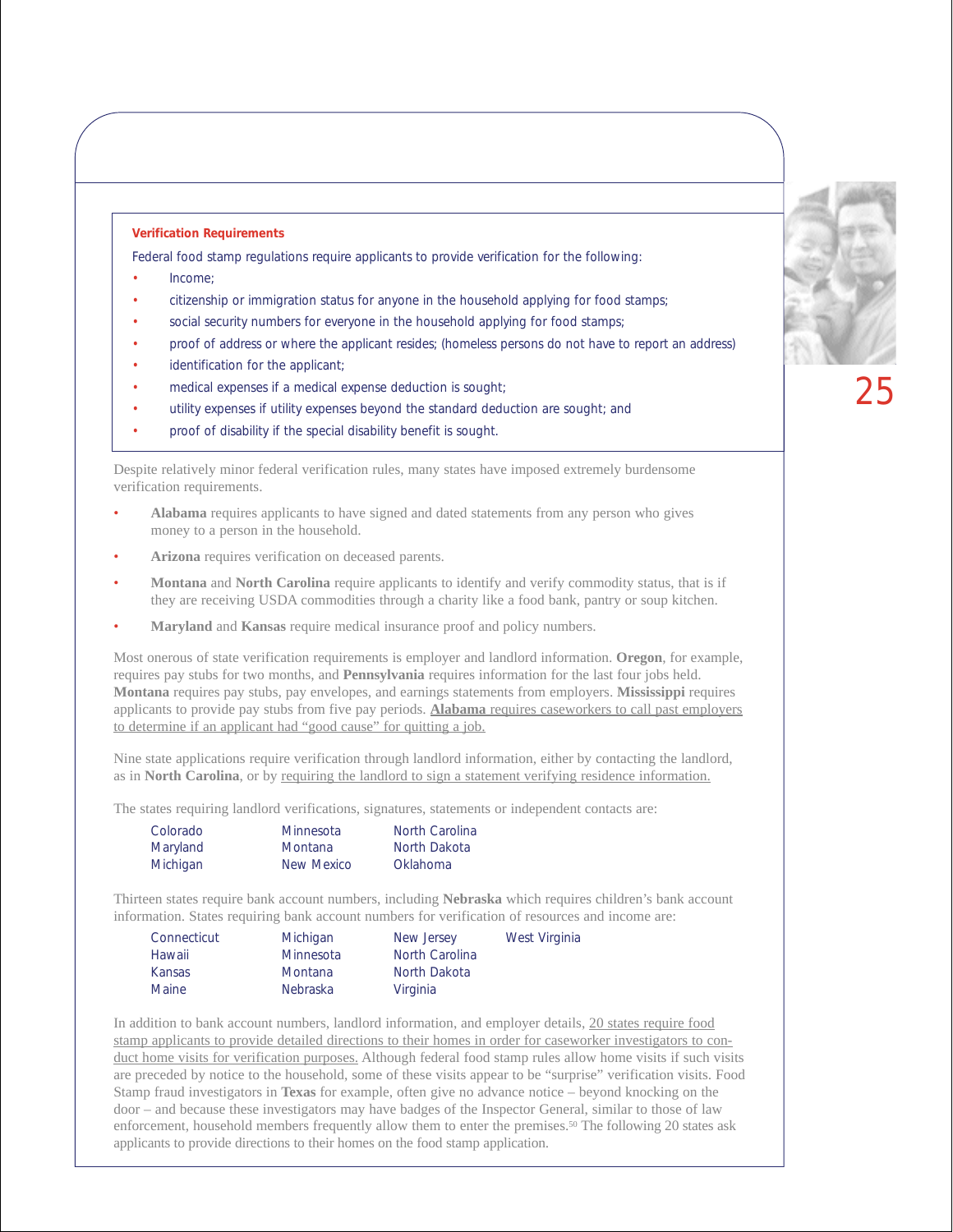### Verification Requirements

Federal food stamp regulations require applicants to provide verification for the following:

- Income;
- citizenship or immigration status for anyone in the household applying for food stamps;
- social security numbers for everyone in the household applying for food stamps;
- proof of address or where the applicant resides; (homeless persons do not have to report an address)
- identification for the applicant;
- medical expenses if a medical expense deduction is sought;
- utility expenses if utility expenses beyond the standard deduction are sought; and
- proof of disability if the special disability benefit is sought.

Despite relatively minor federal verification rules, many states have imposed extremely burdensome verification requirements.

- **Alabama** requires applicants to have signed and dated statements from any person who gives money to a person in the household.
- **Arizona** requires verification on deceased parents.
- **Montana** and **North Carolina** require applicants to identify and verify commodity status, that is if they are receiving USDA commodities through a charity like a food bank, pantry or soup kitchen.
- **Maryland** and **Kansas** require medical insurance proof and policy numbers.

Most onerous of state verification requirements is employer and landlord information. **Oregon**, for example, requires pay stubs for two months, and **Pennsylvania** requires information for the last four jobs held. **Montana** requires pay stubs, pay envelopes, and earnings statements from employers. **Mississippi** requires applicants to provide pay stubs from five pay periods. <u>**Alabama** requires caseworkers to call past employers to determine if an applicant had "good cause" for quitting a job.</u>

Nine state applications require verification through landlord information, either by contacting the landlord, as in **North Carolina**, or by <u>requiring the landlord to sign a statement verifying residence information.</u>

The states requiring landlord verifications, signatures, statements or independent contacts are:

| | | |
|---|---|---|
| Colorado | Minnesota | North Carolina |
| Maryland | Montana | North Dakota |
| Michigan | New Mexico | Oklahoma |

Thirteen states require bank account numbers, including **Nebraska** which requires children's bank account information. States requiring bank account numbers for verification of resources and income are:

| | | | |
|---|---|---|---|
| Connecticut | Michigan | New Jersey | West Virginia |
| Hawaii | Minnesota | North Carolina | |
| Kansas | Montana | North Dakota | |
| Maine | Nebraska | Virginia | |

In addition to bank account numbers, landlord information, and employer details, <u>20 states require food stamp applicants to provide detailed directions to their homes in order for caseworker investigators to conduct home visits for verification purposes.</u> Although federal food stamp rules allow home visits if such visits are preceded by notice to the household, some of these visits appear to be "surprise" verification visits. Food Stamp fraud investigators in **Texas** for example, often give no advance notice – beyond knocking on the door – and because these investigators may have badges of the Inspector General, similar to those of law enforcement, household members frequently allow them to enter the premises.[50] The following 20 states ask applicants to provide directions to their homes on the food stamp application.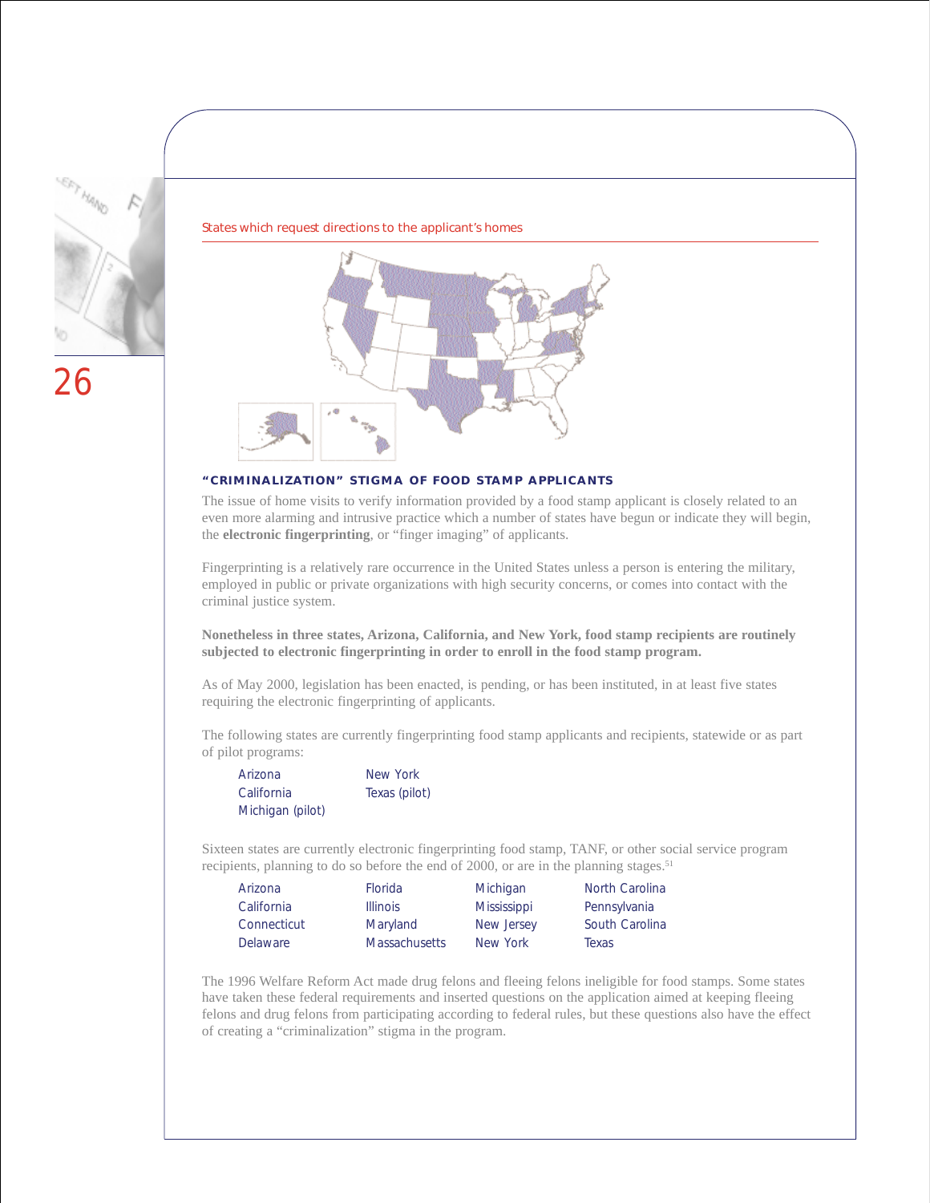States which request directions to the applicant's homes

## "CRIMINALIZATION" STIGMA OF FOOD STAMP APPLICANTS

The issue of home visits to verify information provided by a food stamp applicant is closely related to an even more alarming and intrusive practice which a number of states have begun or indicate they will begin, the **electronic fingerprinting**, or "finger imaging" of applicants.

Fingerprinting is a relatively rare occurrence in the United States unless a person is entering the military, employed in public or private organizations with high security concerns, or comes into contact with the criminal justice system.

**Nonetheless in three states, Arizona, California, and New York, food stamp recipients are routinely subjected to electronic fingerprinting in order to enroll in the food stamp program.**

As of May 2000, legislation has been enacted, is pending, or has been instituted, in at least five states requiring the electronic fingerprinting of applicants.

The following states are currently fingerprinting food stamp applicants and recipients, statewide or as part of pilot programs:

- Arizona
- California
- Michigan (pilot)
- New York
- Texas (pilot)

Sixteen states are currently electronic fingerprinting food stamp, TANF, or other social service program recipients, planning to do so before the end of 2000, or are in the planning stages.[51]

- Arizona
- California
- Connecticut
- Delaware
- Florida
- Illinois
- Maryland
- Massachusetts
- Michigan
- Mississippi
- New Jersey
- New York
- North Carolina
- Pennsylvania
- South Carolina
- Texas

The 1996 Welfare Reform Act made drug felons and fleeing felons ineligible for food stamps. Some states have taken these federal requirements and inserted questions on the application aimed at keeping fleeing felons and drug felons from participating according to federal rules, but these questions also have the effect of creating a "criminalization" stigma in the program.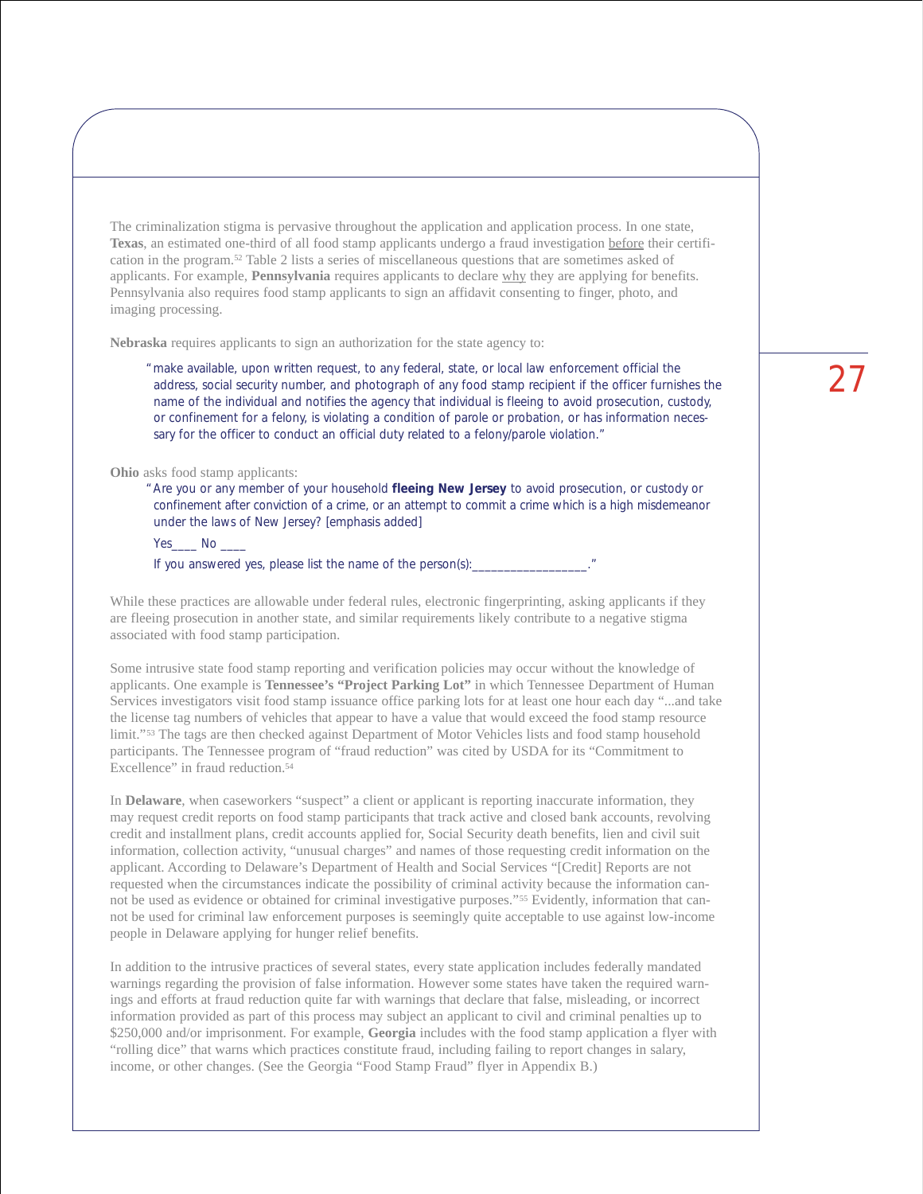The criminalization stigma is pervasive throughout the application and application process. In one state, **Texas**, an estimated one-third of all food stamp applicants undergo a fraud investigation before their certification in the program.[52] Table 2 lists a series of miscellaneous questions that are sometimes asked of applicants. For example, **Pennsylvania** requires applicants to declare why they are applying for benefits. Pennsylvania also requires food stamp applicants to sign an affidavit consenting to finger, photo, and imaging processing.

**Nebraska** requires applicants to sign an authorization for the state agency to:

> "make available, upon written request, to any federal, state, or local law enforcement official the address, social security number, and photograph of any food stamp recipient if the officer furnishes the name of the individual and notifies the agency that individual is fleeing to avoid prosecution, custody, or confinement for a felony, is violating a condition of parole or probation, or has information necessary for the officer to conduct an official duty related to a felony/parole violation."

**Ohio** asks food stamp applicants:

> "Are you or any member of your household **fleeing New Jersey** to avoid prosecution, or custody or confinement after conviction of a crime, or an attempt to commit a crime which is a high misdemeanor under the laws of New Jersey? [emphasis added]
>
> Yes____ No ____
>
> If you answered yes, please list the name of the person(s):__________________."

While these practices are allowable under federal rules, electronic fingerprinting, asking applicants if they are fleeing prosecution in another state, and similar requirements likely contribute to a negative stigma associated with food stamp participation.

Some intrusive state food stamp reporting and verification policies may occur without the knowledge of applicants. One example is **Tennessee's "Project Parking Lot"** in which Tennessee Department of Human Services investigators visit food stamp issuance office parking lots for at least one hour each day "...and take the license tag numbers of vehicles that appear to have a value that would exceed the food stamp resource limit."[53] The tags are then checked against Department of Motor Vehicles lists and food stamp household participants. The Tennessee program of "fraud reduction" was cited by USDA for its "Commitment to Excellence" in fraud reduction.[54]

In **Delaware**, when caseworkers "suspect" a client or applicant is reporting inaccurate information, they may request credit reports on food stamp participants that track active and closed bank accounts, revolving credit and installment plans, credit accounts applied for, Social Security death benefits, lien and civil suit information, collection activity, "unusual charges" and names of those requesting credit information on the applicant. According to Delaware's Department of Health and Social Services "[Credit] Reports are not requested when the circumstances indicate the possibility of criminal activity because the information cannot be used as evidence or obtained for criminal investigative purposes."[55] Evidently, information that cannot be used for criminal law enforcement purposes is seemingly quite acceptable to use against low-income people in Delaware applying for hunger relief benefits.

In addition to the intrusive practices of several states, every state application includes federally mandated warnings regarding the provision of false information. However some states have taken the required warnings and efforts at fraud reduction quite far with warnings that declare that false, misleading, or incorrect information provided as part of this process may subject an applicant to civil and criminal penalties up to $250,000 and/or imprisonment. For example, **Georgia** includes with the food stamp application a flyer with "rolling dice" that warns which practices constitute fraud, including failing to report changes in salary, income, or other changes. (See the Georgia "Food Stamp Fraud" flyer in Appendix B.)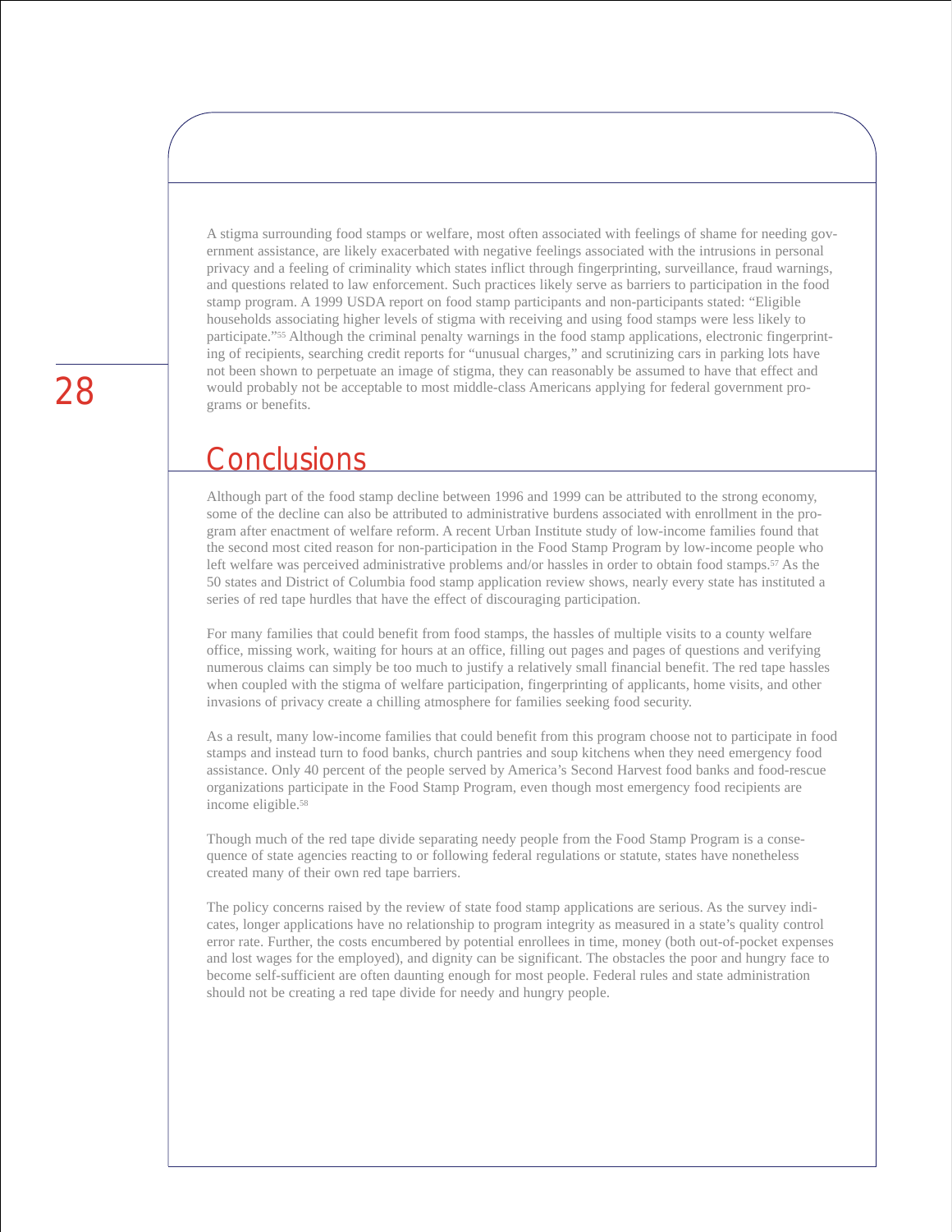A stigma surrounding food stamps or welfare, most often associated with feelings of shame for needing government assistance, are likely exacerbated with negative feelings associated with the intrusions in personal privacy and a feeling of criminality which states inflict through fingerprinting, surveillance, fraud warnings, and questions related to law enforcement. Such practices likely serve as barriers to participation in the food stamp program. A 1999 USDA report on food stamp participants and non-participants stated: "Eligible households associating higher levels of stigma with receiving and using food stamps were less likely to participate."[55] Although the criminal penalty warnings in the food stamp applications, electronic fingerprinting of recipients, searching credit reports for "unusual charges," and scrutinizing cars in parking lots have not been shown to perpetuate an image of stigma, they can reasonably be assumed to have that effect and would probably not be acceptable to most middle-class Americans applying for federal government programs or benefits.

## Conclusions

Although part of the food stamp decline between 1996 and 1999 can be attributed to the strong economy, some of the decline can also be attributed to administrative burdens associated with enrollment in the program after enactment of welfare reform. A recent Urban Institute study of low-income families found that the second most cited reason for non-participation in the Food Stamp Program by low-income people who left welfare was perceived administrative problems and/or hassles in order to obtain food stamps.[57] As the 50 states and District of Columbia food stamp application review shows, nearly every state has instituted a series of red tape hurdles that have the effect of discouraging participation.

For many families that could benefit from food stamps, the hassles of multiple visits to a county welfare office, missing work, waiting for hours at an office, filling out pages and pages of questions and verifying numerous claims can simply be too much to justify a relatively small financial benefit. The red tape hassles when coupled with the stigma of welfare participation, fingerprinting of applicants, home visits, and other invasions of privacy create a chilling atmosphere for families seeking food security.

As a result, many low-income families that could benefit from this program choose not to participate in food stamps and instead turn to food banks, church pantries and soup kitchens when they need emergency food assistance. Only 40 percent of the people served by America's Second Harvest food banks and food-rescue organizations participate in the Food Stamp Program, even though most emergency food recipients are income eligible.[58]

Though much of the red tape divide separating needy people from the Food Stamp Program is a consequence of state agencies reacting to or following federal regulations or statute, states have nonetheless created many of their own red tape barriers.

The policy concerns raised by the review of state food stamp applications are serious. As the survey indicates, longer applications have no relationship to program integrity as measured in a state's quality control error rate. Further, the costs encumbered by potential enrollees in time, money (both out-of-pocket expenses and lost wages for the employed), and dignity can be significant. The obstacles the poor and hungry face to become self-sufficient are often daunting enough for most people. Federal rules and state administration should not be creating a red tape divide for needy and hungry people.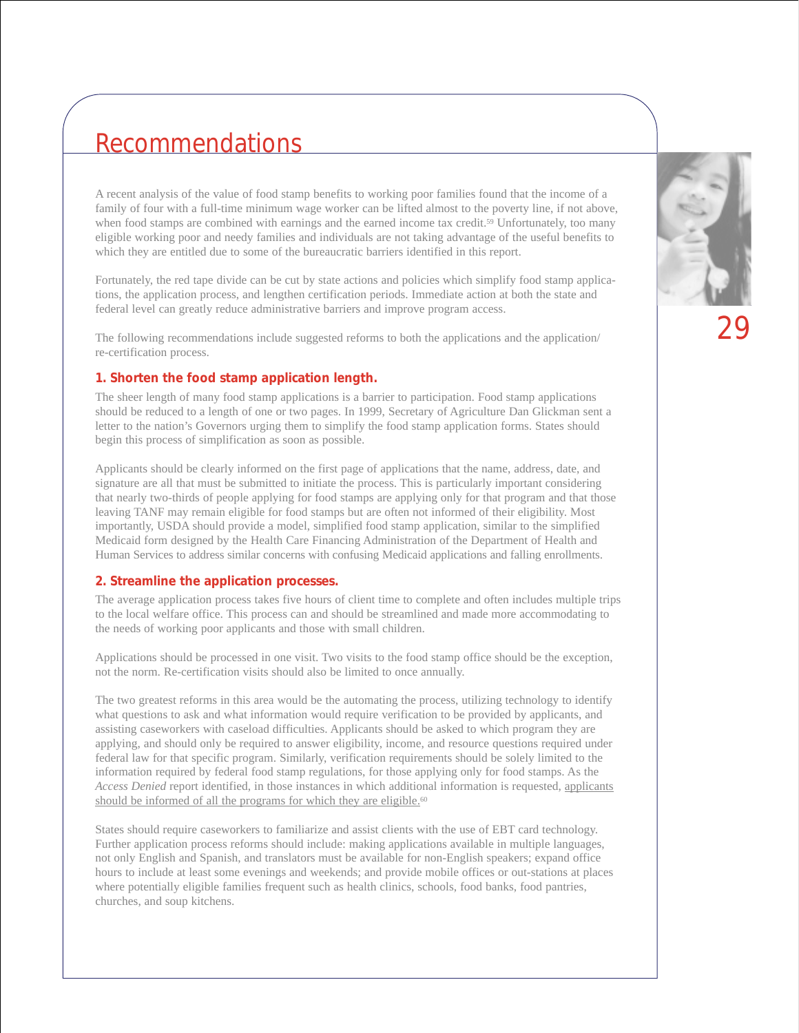# Recommendations

A recent analysis of the value of food stamp benefits to working poor families found that the income of a family of four with a full-time minimum wage worker can be lifted almost to the poverty line, if not above, when food stamps are combined with earnings and the earned income tax credit.[59] Unfortunately, too many eligible working poor and needy families and individuals are not taking advantage of the useful benefits to which they are entitled due to some of the bureaucratic barriers identified in this report.

Fortunately, the red tape divide can be cut by state actions and policies which simplify food stamp applications, the application process, and lengthen certification periods. Immediate action at both the state and federal level can greatly reduce administrative barriers and improve program access.

The following recommendations include suggested reforms to both the applications and the application/re-certification process.

### 1. Shorten the food stamp application length.

The sheer length of many food stamp applications is a barrier to participation. Food stamp applications should be reduced to a length of one or two pages. In 1999, Secretary of Agriculture Dan Glickman sent a letter to the nation's Governors urging them to simplify the food stamp application forms. States should begin this process of simplification as soon as possible.

Applicants should be clearly informed on the first page of applications that the name, address, date, and signature are all that must be submitted to initiate the process. This is particularly important considering that nearly two-thirds of people applying for food stamps are applying only for that program and that those leaving TANF may remain eligible for food stamps but are often not informed of their eligibility. Most importantly, USDA should provide a model, simplified food stamp application, similar to the simplified Medicaid form designed by the Health Care Financing Administration of the Department of Health and Human Services to address similar concerns with confusing Medicaid applications and falling enrollments.

### 2. Streamline the application processes.

The average application process takes five hours of client time to complete and often includes multiple trips to the local welfare office. This process can and should be streamlined and made more accommodating to the needs of working poor applicants and those with small children.

Applications should be processed in one visit. Two visits to the food stamp office should be the exception, not the norm. Re-certification visits should also be limited to once annually.

The two greatest reforms in this area would be the automating the process, utilizing technology to identify what questions to ask and what information would require verification to be provided by applicants, and assisting caseworkers with caseload difficulties. Applicants should be asked to which program they are applying, and should only be required to answer eligibility, income, and resource questions required under federal law for that specific program. Similarly, verification requirements should be solely limited to the information required by federal food stamp regulations, for those applying only for food stamps. As the *Access Denied* report identified, in those instances in which additional information is requested, applicants should be informed of all the programs for which they are eligible.[60]

States should require caseworkers to familiarize and assist clients with the use of EBT card technology. Further application process reforms should include: making applications available in multiple languages, not only English and Spanish, and translators must be available for non-English speakers; expand office hours to include at least some evenings and weekends; and provide mobile offices or out-stations at places where potentially eligible families frequent such as health clinics, schools, food banks, food pantries, churches, and soup kitchens.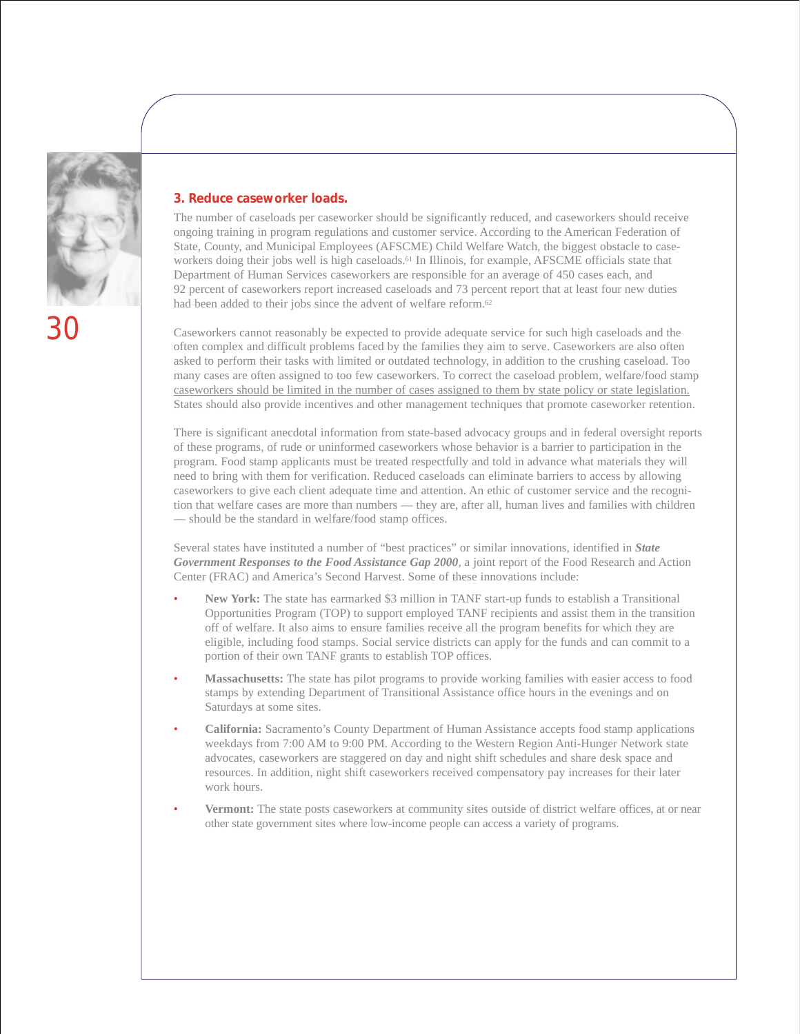### 3. Reduce caseworker loads.

The number of caseloads per caseworker should be significantly reduced, and caseworkers should receive ongoing training in program regulations and customer service. According to the American Federation of State, County, and Municipal Employees (AFSCME) Child Welfare Watch, the biggest obstacle to caseworkers doing their jobs well is high caseloads.[61] In Illinois, for example, AFSCME officials state that Department of Human Services caseworkers are responsible for an average of 450 cases each, and 92 percent of caseworkers report increased caseloads and 73 percent report that at least four new duties had been added to their jobs since the advent of welfare reform.[62]

Caseworkers cannot reasonably be expected to provide adequate service for such high caseloads and the often complex and difficult problems faced by the families they aim to serve. Caseworkers are also often asked to perform their tasks with limited or outdated technology, in addition to the crushing caseload. Too many cases are often assigned to too few caseworkers. To correct the caseload problem, welfare/food stamp caseworkers should be limited in the number of cases assigned to them by state policy or state legislation. States should also provide incentives and other management techniques that promote caseworker retention.

There is significant anecdotal information from state-based advocacy groups and in federal oversight reports of these programs, of rude or uninformed caseworkers whose behavior is a barrier to participation in the program. Food stamp applicants must be treated respectfully and told in advance what materials they will need to bring with them for verification. Reduced caseloads can eliminate barriers to access by allowing caseworkers to give each client adequate time and attention. An ethic of customer service and the recognition that welfare cases are more than numbers — they are, after all, human lives and families with children — should be the standard in welfare/food stamp offices.

Several states have instituted a number of "best practices" or similar innovations, identified in ***State Government Responses to the Food Assistance Gap 2000***, a joint report of the Food Research and Action Center (FRAC) and America's Second Harvest. Some of these innovations include:

- **New York:** The state has earmarked $3 million in TANF start-up funds to establish a Transitional Opportunities Program (TOP) to support employed TANF recipients and assist them in the transition off of welfare. It also aims to ensure families receive all the program benefits for which they are eligible, including food stamps. Social service districts can apply for the funds and can commit to a portion of their own TANF grants to establish TOP offices.
- **Massachusetts:** The state has pilot programs to provide working families with easier access to food stamps by extending Department of Transitional Assistance office hours in the evenings and on Saturdays at some sites.
- **California:** Sacramento's County Department of Human Assistance accepts food stamp applications weekdays from 7:00 AM to 9:00 PM. According to the Western Region Anti-Hunger Network state advocates, caseworkers are staggered on day and night shift schedules and share desk space and resources. In addition, night shift caseworkers received compensatory pay increases for their later work hours.
- **Vermont:** The state posts caseworkers at community sites outside of district welfare offices, at or near other state government sites where low-income people can access a variety of programs.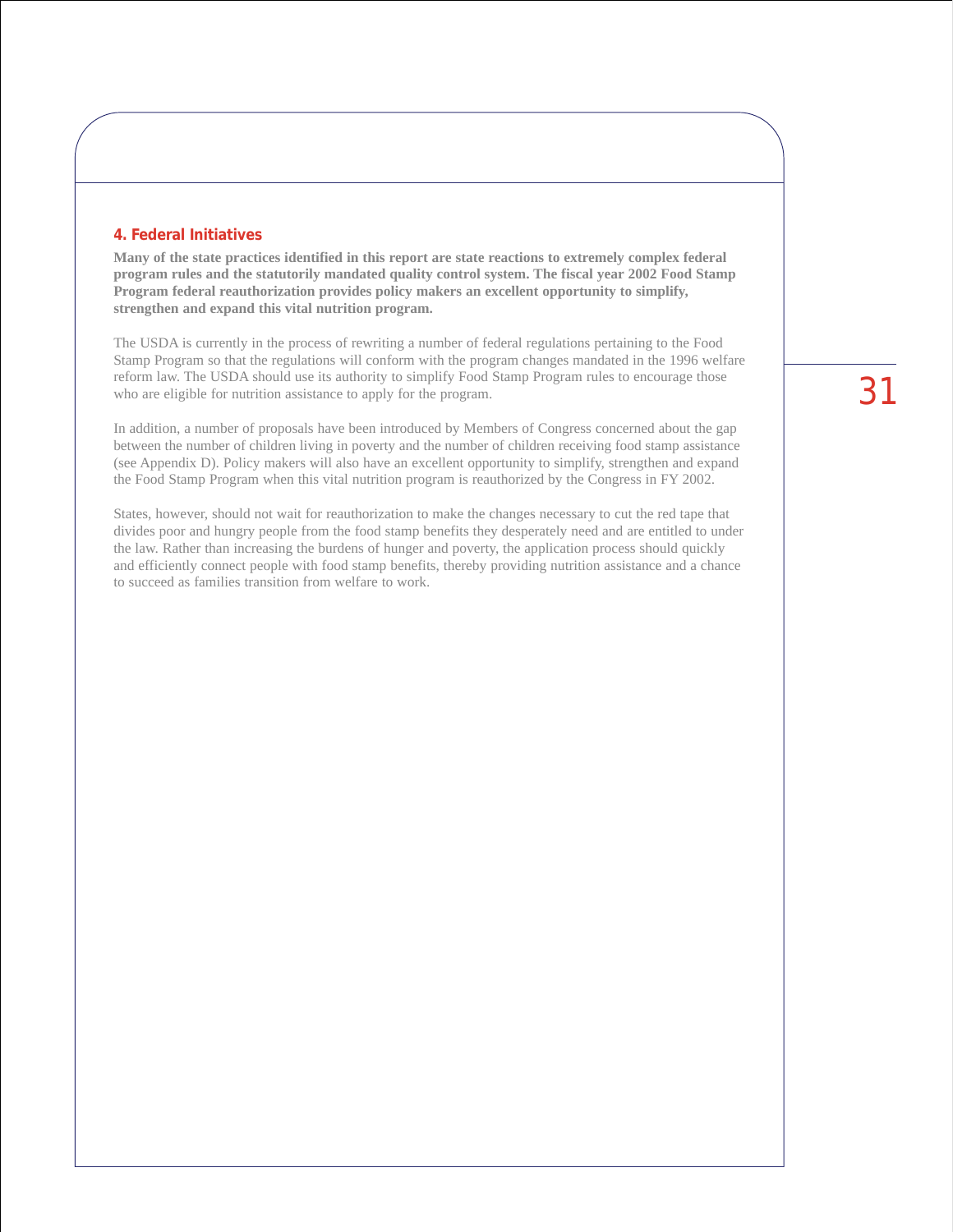## 4. Federal Initiatives

**Many of the state practices identified in this report are state reactions to extremely complex federal program rules and the statutorily mandated quality control system. The fiscal year 2002 Food Stamp Program federal reauthorization provides policy makers an excellent opportunity to simplify, strengthen and expand this vital nutrition program.**

The USDA is currently in the process of rewriting a number of federal regulations pertaining to the Food Stamp Program so that the regulations will conform with the program changes mandated in the 1996 welfare reform law. The USDA should use its authority to simplify Food Stamp Program rules to encourage those who are eligible for nutrition assistance to apply for the program.

In addition, a number of proposals have been introduced by Members of Congress concerned about the gap between the number of children living in poverty and the number of children receiving food stamp assistance (see Appendix D). Policy makers will also have an excellent opportunity to simplify, strengthen and expand the Food Stamp Program when this vital nutrition program is reauthorized by the Congress in FY 2002.

States, however, should not wait for reauthorization to make the changes necessary to cut the red tape that divides poor and hungry people from the food stamp benefits they desperately need and are entitled to under the law. Rather than increasing the burdens of hunger and poverty, the application process should quickly and efficiently connect people with food stamp benefits, thereby providing nutrition assistance and a chance to succeed as families transition from welfare to work.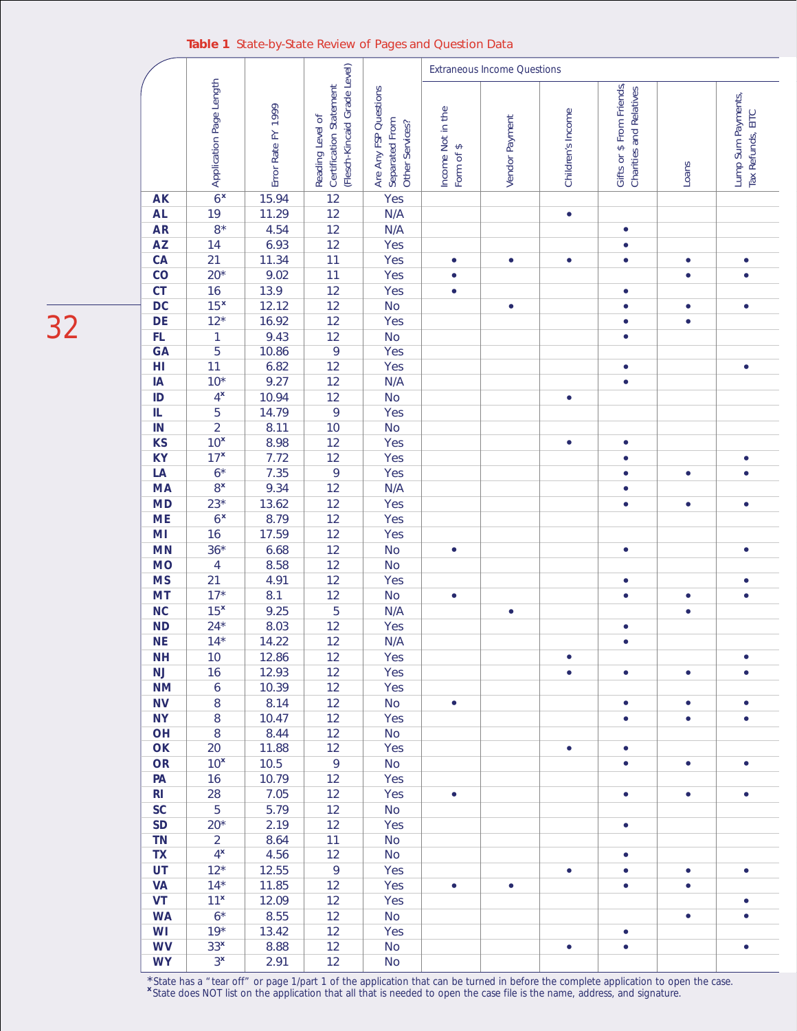**Table 1** State-by-State Review of Pages and Question Data

| | Application Page Length | Error Rate FY 1999 | Reading Level of Certification Statement (Flesch-Kincaid Grade Level) | Are Any FSP Questions Separated From Other Services? | Extraneous Income Questions | | | | | |
|---|---|---|---|---|---|---|---|---|---|---|
| | | | | | Income Not in the Form of $ | Vendor Payment | Children's Income | Gifts or $ From Friends Charities and Relatives | Loans | Lump Sum Payments, Tax Refunds, EITC |
| **AK** | 6ˣ | 15.94 | 12 | Yes | | | | | | |
| **AL** | 19 | 11.29 | 12 | N/A | | | • | | | |
| **AR** | 8* | 4.54 | 12 | N/A | | | | • | | |
| **AZ** | 14 | 6.93 | 12 | Yes | | | | • | | |
| **CA** | 21 | 11.34 | 11 | Yes | • | • | • | • | • | • |
| **CO** | 20* | 9.02 | 11 | Yes | • | | | | • | • |
| **CT** | 16 | 13.9 | 12 | Yes | • | | | • | | |
| **DC** | 15ˣ | 12.12 | 12 | No | | • | | • | • | • |
| **DE** | 12* | 16.92 | 12 | Yes | | | | • | • | |
| **FL** | 1 | 9.43 | 12 | No | | | | • | | |
| **GA** | 5 | 10.86 | 9 | Yes | | | | | | |
| **HI** | 11 | 6.82 | 12 | Yes | | | | • | | • |
| **IA** | 10* | 9.27 | 12 | N/A | | | | • | | |
| **ID** | 4ˣ | 10.94 | 12 | No | | | • | | | |
| **IL** | 5 | 14.79 | 9 | Yes | | | | | | |
| **IN** | 2 | 8.11 | 10 | No | | | | | | |
| **KS** | 10ˣ | 8.98 | 12 | Yes | | | • | • | | |
| **KY** | 17ˣ | 7.72 | 12 | Yes | | | | • | | • |
| **LA** | 6* | 7.35 | 9 | Yes | | | | • | • | • |
| **MA** | 8ˣ | 9.34 | 12 | N/A | | | | • | | |
| **MD** | 23* | 13.62 | 12 | Yes | | | | • | • | • |
| **ME** | 6ˣ | 8.79 | 12 | Yes | | | | | | |
| **MI** | 16 | 17.59 | 12 | Yes | | | | | | |
| **MN** | 36* | 6.68 | 12 | No | • | | | • | | • |
| **MO** | 4 | 8.58 | 12 | No | | | | | | |
| **MS** | 21 | 4.91 | 12 | Yes | | | | • | | • |
| **MT** | 17* | 8.1 | 12 | No | • | | | • | • | • |
| **NC** | 15ˣ | 9.25 | 5 | N/A | | • | | | • | |
| **ND** | 24* | 8.03 | 12 | Yes | | | | • | | |
| **NE** | 14* | 14.22 | 12 | N/A | | | | • | | |
| **NH** | 10 | 12.86 | 12 | Yes | | | • | | | • |
| **NJ** | 16 | 12.93 | 12 | Yes | | | • | • | • | • |
| **NM** | 6 | 10.39 | 12 | Yes | | | | | | |
| **NV** | 8 | 8.14 | 12 | No | • | | | • | • | • |
| **NY** | 8 | 10.47 | 12 | Yes | | | | • | • | • |
| **OH** | 8 | 8.44 | 12 | No | | | | | | |
| **OK** | 20 | 11.88 | 12 | Yes | | | • | • | | |
| **OR** | 10ˣ | 10.5 | 9 | No | | | | • | • | • |
| **PA** | 16 | 10.79 | 12 | Yes | | | | | | |
| **RI** | 28 | 7.05 | 12 | Yes | • | | | • | • | • |
| **SC** | 5 | 5.79 | 12 | No | | | | | | |
| **SD** | 20* | 2.19 | 12 | Yes | | | | • | | |
| **TN** | 2 | 8.64 | 11 | No | | | | | | |
| **TX** | 4ˣ | 4.56 | 12 | No | | | | • | | |
| **UT** | 12* | 12.55 | 9 | Yes | | | • | • | • | • |
| **VA** | 14* | 11.85 | 12 | Yes | • | • | | • | • | |
| **VT** | 11ˣ | 12.09 | 12 | Yes | | | | | | • |
| **WA** | 6* | 8.55 | 12 | No | | | | | • | • |
| **WI** | 19* | 13.42 | 12 | Yes | | | | • | | |
| **WV** | 33ˣ | 8.88 | 12 | No | | | • | • | | • |
| **WY** | 3ˣ | 2.91 | 12 | No | | | | | | |

*State has a "tear off" or page 1/part 1 of the application that can be turned in before the complete application to open the case.
ˣState does NOT list on the application that all that is needed to open the case file is the name, address, and signature.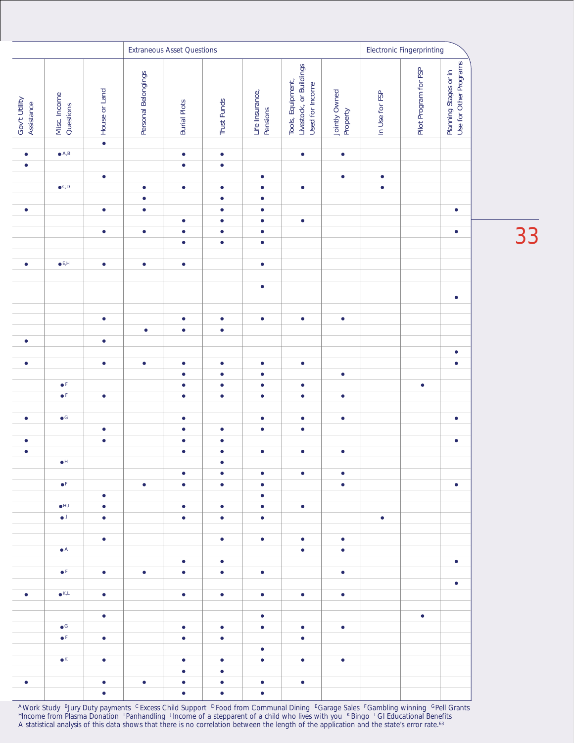| | | | Extraneous Asset Questions | | | | | | Electronic Fingerprinting | | |
|---|---|---|---|---|---|---|---|---|---|---|---|
| Gov't Utility Assistance | Misc. Income Questions | House or Land | Personal Belongings | Burial Plots | Trust Funds | Life Insurance, Pensions | Tools, Equipment, Livestock, or Buildings Used for Income | Jointly Owned Property | In Use for FSP | Pilot Program for FSP | Planning Stages or in Use for Other Programs |
| | | • | | | | | | | | | |
| • | • [A,B] | | | • | • | | • | • | | | |
| • | | | | • | • | | | | | | |
| | | • | | | | • | | • | • | | |
| | • [C,D] | | • | • | • | • | • | | • | | |
| | | | • | | • | • | | | | | |
| • | | • | • | | • | • | | | | | • |
| | | | | • | • | • | • | | | | |
| | | • | • | • | • | • | | | | | • |
| | | | | • | • | • | | | | | |
| | | | | | | | | | | | |
| • | • [E,H] | • | • | • | | • | | | | | |
| | | | | | | | | | | | |
| | | | | | | • | | | | | |
| | | | | | | | | | | | • |
| | | | | | | | | | | | |
| | | • | | • | • | • | • | • | | | |
| | | | • | • | • | | | | | | |
| • | | • | | | | | | | | | |
| | | | | | | | | | | | • |
| • | | • | • | • | • | • | • | | | | • |
| | | | | • | • | • | | • | | | |
| | • [F] | | | • | • | • | • | | | • | |
| | • [F] | • | | • | • | • | • | • | | | |
| | | | | | | | | | | | |
| • | • [G] | | | • | | • | • | • | | | • |
| | | • | | • | • | • | • | | | | |
| • | | • | | • | • | | | | | | • |
| • | | | | • | • | • | • | • | | | |
| | • [H] | | | | • | | | | | | |
| | | | | • | • | • | • | • | | | |
| | • [F] | | • | • | • | • | | • | | | • |
| | | • | | | | • | | | | | |
| | • [H,I] | • | | • | • | • | • | | | | |
| | • [J] | • | | • | • | • | | | • | | |
| | | | | | | | | | | | |
| | | • | | | • | • | • | • | | | |
| | • [A] | | | | | | • | • | | | |
| | | | | • | • | | | | | | • |
| | • [F] | • | • | • | • | • | | • | | | |
| | | | | | | | | | | | • |
| • | • [K,L] | • | | • | • | • | • | • | | | |
| | | | | | | | | | | | |
| | | • | | | | • | | | | • | |
| | • [G] | | | • | • | • | • | • | | | |
| | • [F] | • | | • | • | | • | | | | |
| | | | | | | • | | | | | |
| | • [K] | • | | • | • | • | • | • | | | |
| | | | | • | • | | | | | | |
| • | | • | • | • | • | • | • | | | | |
| | | • | | • | • | • | | | | | |

[A] Work Study [B] Jury Duty payments [C] Excess Child Support [D] Food from Communal Dining [E] Garage Sales [F] Gambling winning [G] Pell Grants [H] Income from Plasma Donation [I] Panhandling [J] Income of a stepparent of a child who lives with you [K] Bingo [L] GI Educational Benefits

A statistical analysis of this data shows that there is no correlation between the length of the application and the state's error rate.[63]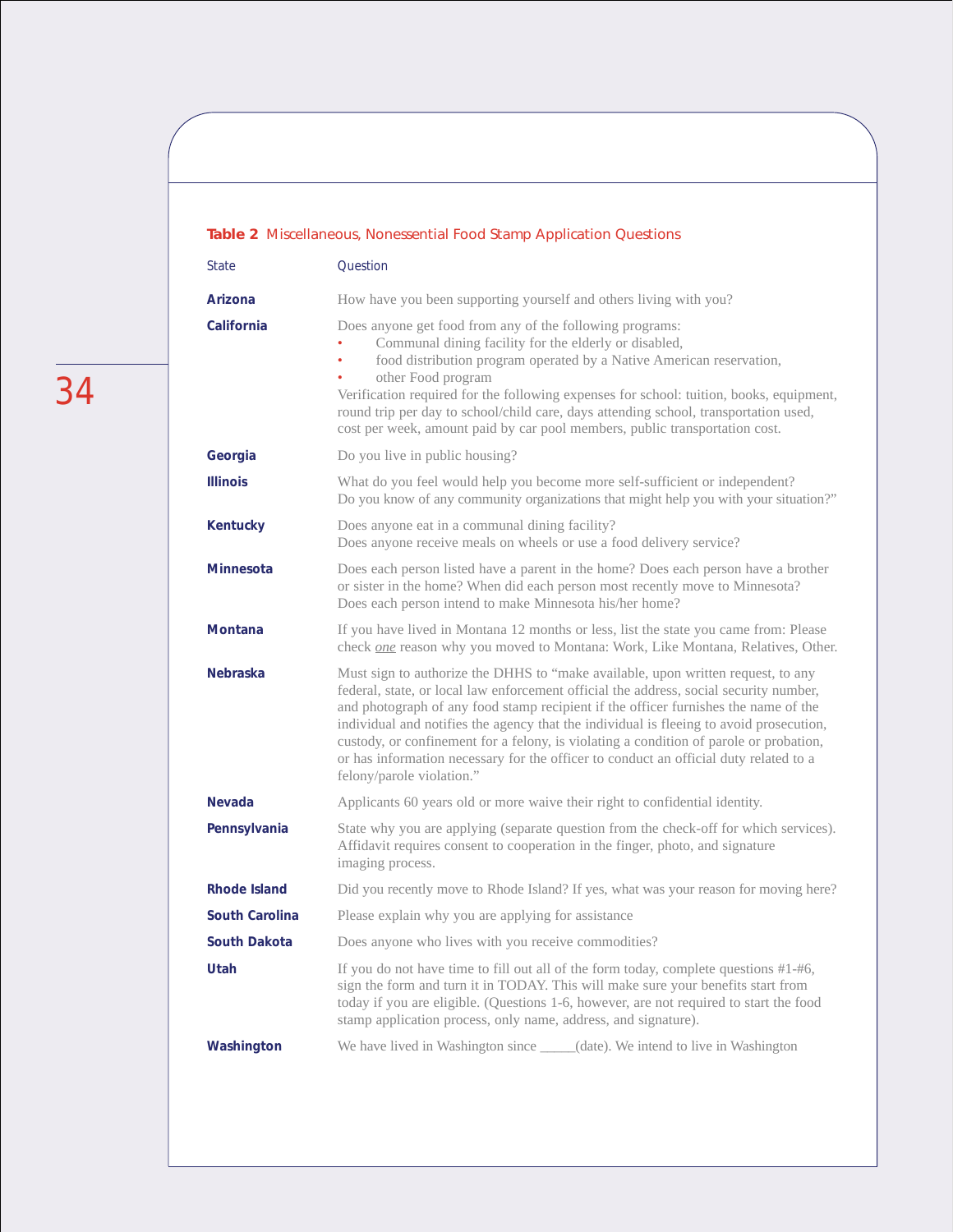**Table 2** Miscellaneous, Nonessential Food Stamp Application Questions

| State | Question |
|---|---|
| **Arizona** | How have you been supporting yourself and others living with you? |
| **California** | Does anyone get food from any of the following programs:<br>• Communal dining facility for the elderly or disabled,<br>• food distribution program operated by a Native American reservation,<br>• other Food program<br>Verification required for the following expenses for school: tuition, books, equipment, round trip per day to school/child care, days attending school, transportation used, cost per week, amount paid by car pool members, public transportation cost. |
| **Georgia** | Do you live in public housing? |
| **Illinois** | What do you feel would help you become more self-sufficient or independent?<br>Do you know of any community organizations that might help you with your situation?" |
| **Kentucky** | Does anyone eat in a communal dining facility?<br>Does anyone receive meals on wheels or use a food delivery service? |
| **Minnesota** | Does each person listed have a parent in the home? Does each person have a brother or sister in the home? When did each person most recently move to Minnesota? Does each person intend to make Minnesota his/her home? |
| **Montana** | If you have lived in Montana 12 months or less, list the state you came from: Please check _one_ reason why you moved to Montana: Work, Like Montana, Relatives, Other. |
| **Nebraska** | Must sign to authorize the DHHS to "make available, upon written request, to any federal, state, or local law enforcement official the address, social security number, and photograph of any food stamp recipient if the officer furnishes the name of the individual and notifies the agency that the individual is fleeing to avoid prosecution, custody, or confinement for a felony, is violating a condition of parole or probation, or has information necessary for the officer to conduct an official duty related to a felony/parole violation." |
| **Nevada** | Applicants 60 years old or more waive their right to confidential identity. |
| **Pennsylvania** | State why you are applying (separate question from the check-off for which services). Affidavit requires consent to cooperation in the finger, photo, and signature imaging process. |
| **Rhode Island** | Did you recently move to Rhode Island? If yes, what was your reason for moving here? |
| **South Carolina** | Please explain why you are applying for assistance |
| **South Dakota** | Does anyone who lives with you receive commodities? |
| **Utah** | If you do not have time to fill out all of the form today, complete questions #1-#6, sign the form and turn it in TODAY. This will make sure your benefits start from today if you are eligible. (Questions 1-6, however, are not required to start the food stamp application process, only name, address, and signature). |
| **Washington** | We have lived in Washington since _____(date). We intend to live in Washington |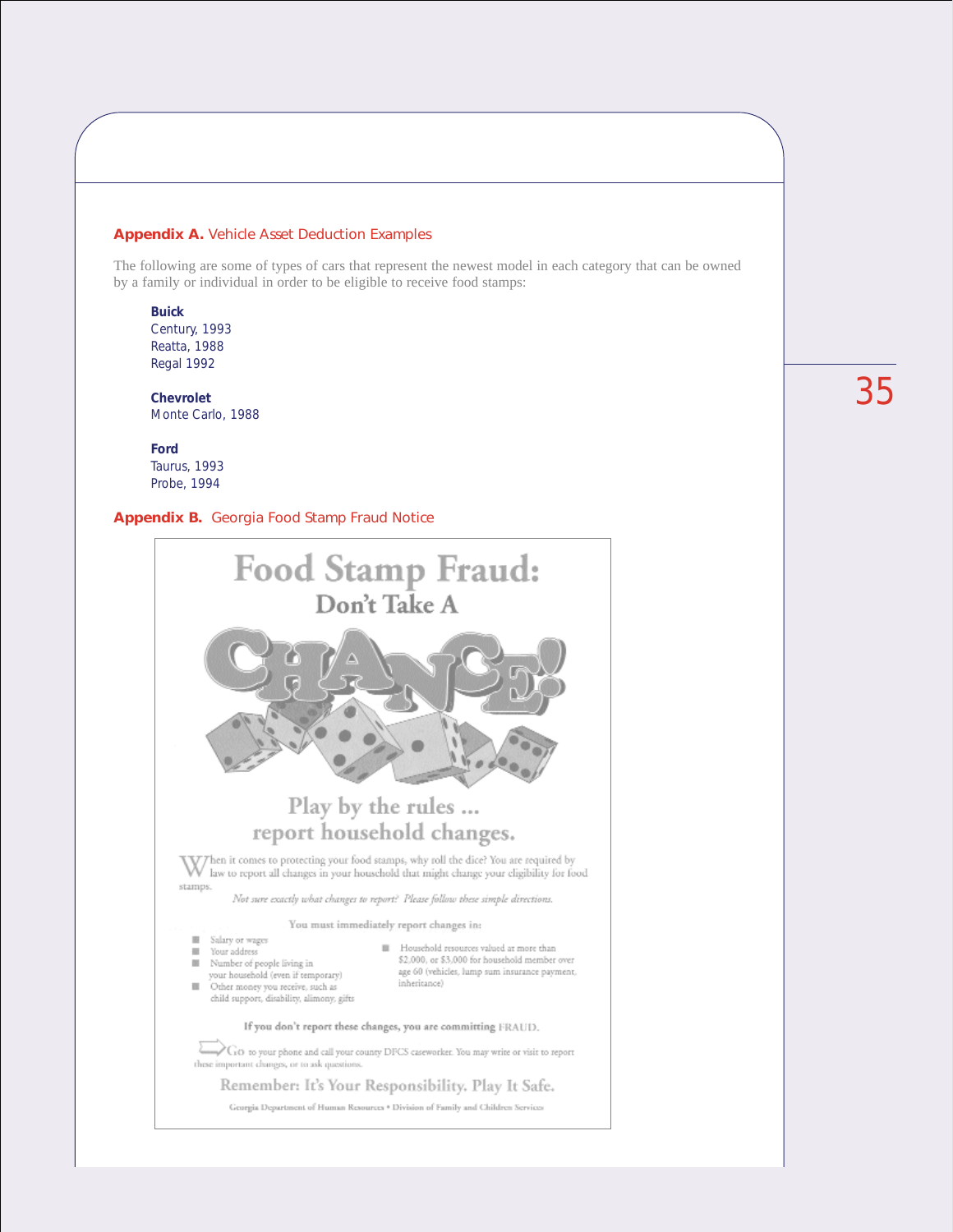## Appendix A. Vehicle Asset Deduction Examples

The following are some of types of cars that represent the newest model in each category that can be owned by a family or individual in order to be eligible to receive food stamps:

**Buick**
Century, 1993
Reatta, 1988
Regal 1992

**Chevrolet**
Monte Carlo, 1988

**Ford**
Taurus, 1993
Probe, 1994

## Appendix B. Georgia Food Stamp Fraud Notice

# Food Stamp Fraud:
## Don't Take A CHANCE!

### Play by the rules ... report household changes.

When it comes to protecting your food stamps, why roll the dice? You are required by law to report all changes in your household that might change your eligibility for food stamps.

*Not sure exactly what changes to report? Please follow these simple directions.*

You must immediately report changes in:

- Salary or wages
- Your address
- Number of people living in your household (even if temporary)
- Other money you receive, such as child support, disability, alimony, gifts
- Household resources valued at more than $2,000, or $3,000 for household member over age 60 (vehicles, lump sum insurance payment, inheritance)

**If you don't report these changes, you are committing FRAUD.**

Go to your phone and call your county DFCS caseworker. You may write or visit to report these important changes, or to ask questions.

**Remember: It's Your Responsibility. Play It Safe.**

Georgia Department of Human Resources • Division of Family and Children Services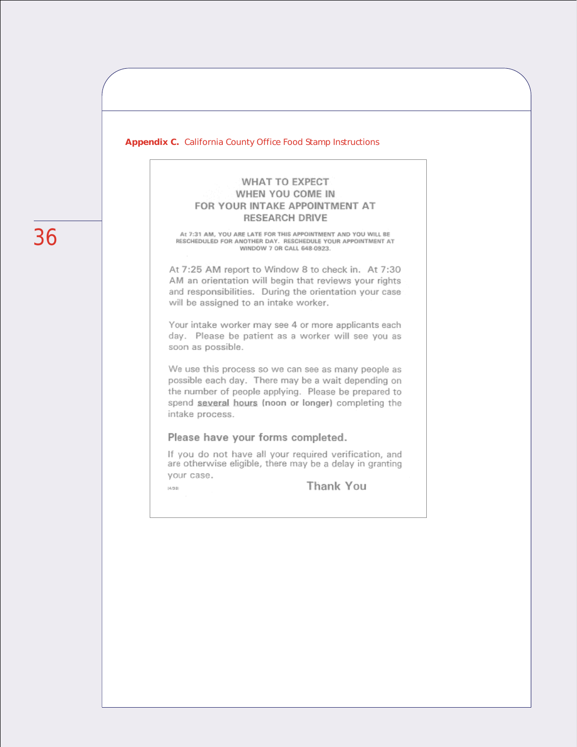**Appendix C.** California County Office Food Stamp Instructions

## WHAT TO EXPECT WHEN YOU COME IN FOR YOUR INTAKE APPOINTMENT AT RESEARCH DRIVE

AT 7:31 AM, YOU ARE LATE FOR THIS APPOINTMENT AND YOU WILL BE RESCHEDULED FOR ANOTHER DAY. RESCHEDULE YOUR APPOINTMENT AT WINDOW 7 OR CALL 648-0923.

At 7:25 AM report to Window 8 to check in. At 7:30 AM an orientation will begin that reviews your rights and responsibilities. During the orientation your case will be assigned to an intake worker.

Your intake worker may see 4 or more applicants each day. Please be patient as a worker will see you as soon as possible.

We use this process so we can see as many people as possible each day. There may be a wait depending on the number of people applying. Please be prepared to spend **several hours (noon or longer)** completing the intake process.

**Please have your forms completed.**

If you do not have all your required verification, and are otherwise eligible, there may be a delay in granting your case.

(4/98)

Thank You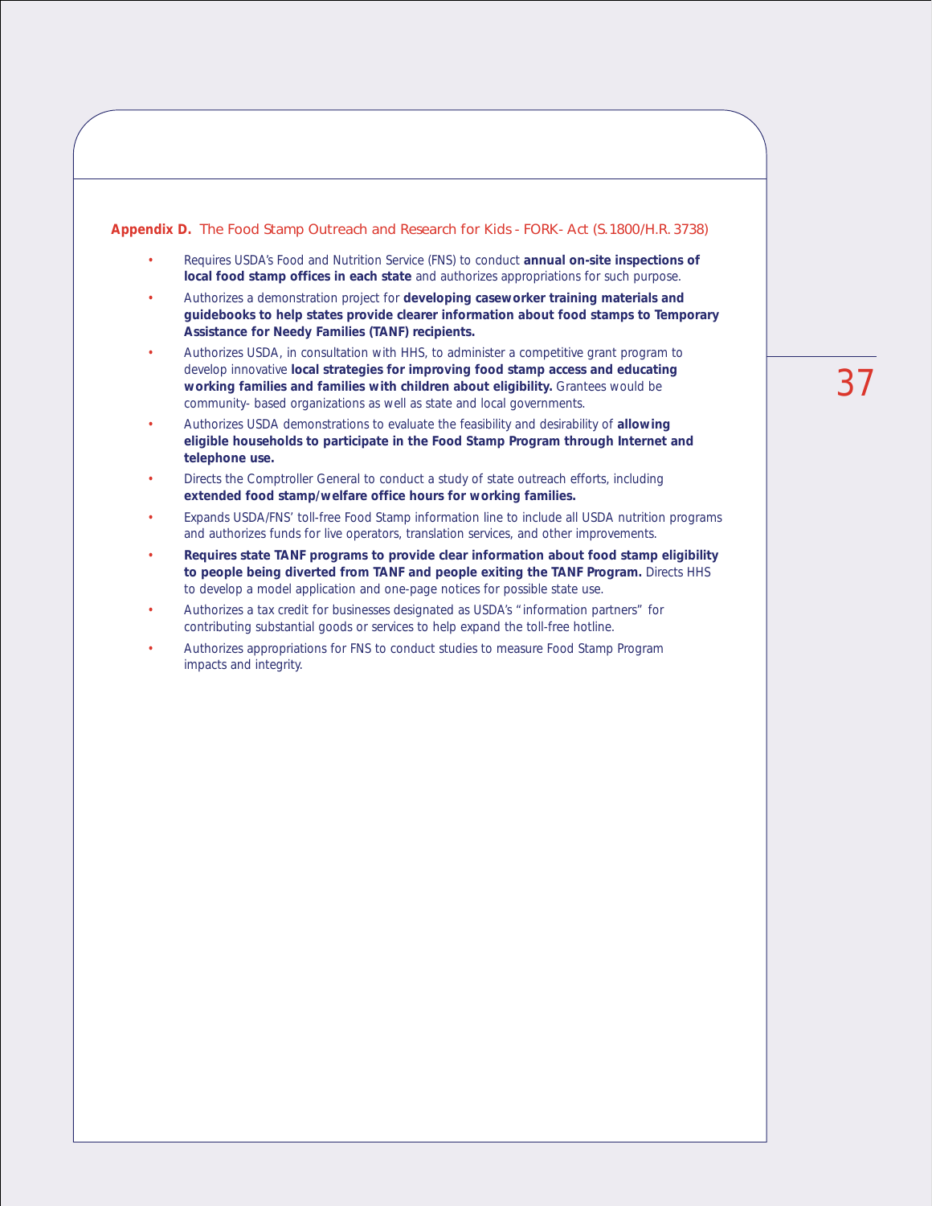## **Appendix D.** The Food Stamp Outreach and Research for Kids - FORK- Act (S.1800/H.R. 3738)

- Requires USDA's Food and Nutrition Service (FNS) to conduct **annual on-site inspections of local food stamp offices in each state** and authorizes appropriations for such purpose.
- Authorizes a demonstration project for **developing caseworker training materials and guidebooks to help states provide clearer information about food stamps to Temporary Assistance for Needy Families (TANF) recipients.**
- Authorizes USDA, in consultation with HHS, to administer a competitive grant program to develop innovative **local strategies for improving food stamp access and educating working families and families with children about eligibility.** Grantees would be community- based organizations as well as state and local governments.
- Authorizes USDA demonstrations to evaluate the feasibility and desirability of **allowing eligible households to participate in the Food Stamp Program through Internet and telephone use.**
- Directs the Comptroller General to conduct a study of state outreach efforts, including **extended food stamp/welfare office hours for working families.**
- Expands USDA/FNS' toll-free Food Stamp information line to include all USDA nutrition programs and authorizes funds for live operators, translation services, and other improvements.
- **Requires state TANF programs to provide clear information about food stamp eligibility to people being diverted from TANF and people exiting the TANF Program.** Directs HHS to develop a model application and one-page notices for possible state use.
- Authorizes a tax credit for businesses designated as USDA's "information partners" for contributing substantial goods or services to help expand the toll-free hotline.
- Authorizes appropriations for FNS to conduct studies to measure Food Stamp Program impacts and integrity.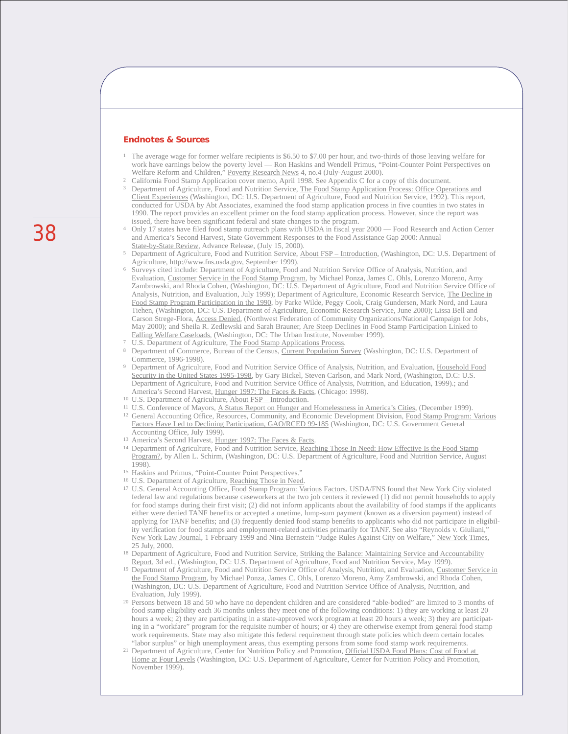## Endnotes & Sources

1. The average wage for former welfare recipients is $6.50 to $7.00 per hour, and two-thirds of those leaving welfare for work have earnings below the poverty level — Ron Haskins and Wendell Primus, "Point-Counter Point Perspectives on Welfare Reform and Children," Poverty Research News 4, no.4 (July-August 2000).
2. California Food Stamp Application cover memo, April 1998. See Appendix C for a copy of this document.
3. Department of Agriculture, Food and Nutrition Service, The Food Stamp Application Process: Office Operations and Client Experiences (Washington, DC: U.S. Department of Agriculture, Food and Nutrition Service, 1992). This report, conducted for USDA by Abt Associates, examined the food stamp application process in five counties in two states in 1990. The report provides an excellent primer on the food stamp application process. However, since the report was issued, there have been significant federal and state changes to the program.
4. Only 17 states have filed food stamp outreach plans with USDA in fiscal year 2000 — Food Research and Action Center and America's Second Harvest, State Government Responses to the Food Assistance Gap 2000: Annual State-by-State Review, Advance Release, (July 15, 2000).
5. Department of Agriculture, Food and Nutrition Service, About FSP – Introduction, (Washington, DC: U.S. Department of Agriculture, http://www.fns.usda.gov, September 1999).
6. Surveys cited include: Department of Agriculture, Food and Nutrition Service Office of Analysis, Nutrition, and Evaluation, Customer Service in the Food Stamp Program, by Michael Ponza, James C. Ohls, Lorenzo Moreno, Amy Zambrowski, and Rhoda Cohen, (Washington, DC: U.S. Department of Agriculture, Food and Nutrition Service Office of Analysis, Nutrition, and Evaluation, July 1999); Department of Agriculture, Economic Research Service, The Decline in Food Stamp Program Participation in the 1990, by Parke Wilde, Peggy Cook, Craig Gundersen, Mark Nord, and Laura Tiehen, (Washington, DC: U.S. Department of Agriculture, Economic Research Service, June 2000); Lissa Bell and Carson Strege-Flora, Access Denied, (Northwest Federation of Community Organizations/National Campaign for Jobs, May 2000); and Sheila R. Zedlewski and Sarah Brauner, Are Steep Declines in Food Stamp Participation Linked to Falling Welfare Caseloads, (Washington, DC: The Urban Institute, November 1999).
7. U.S. Department of Agriculture, The Food Stamp Applications Process.
8. Department of Commerce, Bureau of the Census, Current Population Survey (Washington, DC: U.S. Department of Commerce, 1996-1998).
9. Department of Agriculture, Food and Nutrition Service Office of Analysis, Nutrition, and Evaluation, Household Food Security in the United States 1995-1998, by Gary Bickel, Steven Carlson, and Mark Nord, (Washington, D.C: U.S. Department of Agriculture, Food and Nutrition Service Office of Analysis, Nutrition, and Education, 1999).; and America's Second Harvest, Hunger 1997: The Faces & Facts, (Chicago: 1998).
10. U.S. Department of Agriculture, About FSP – Introduction.
11. U.S. Conference of Mayors, A Status Report on Hunger and Homelessness in America's Cities, (December 1999).
12. General Accounting Office, Resources, Community, and Economic Development Division, Food Stamp Program: Various Factors Have Led to Declining Participation, GAO/RCED 99-185 (Washington, DC: U.S. Government General Accounting Office, July 1999).
13. America's Second Harvest, Hunger 1997: The Faces & Facts.
14. Department of Agriculture, Food and Nutrition Service, Reaching Those In Need: How Effective Is the Food Stamp Program?, by Allen L. Schirm, (Washington, DC: U.S. Department of Agriculture, Food and Nutrition Service, August 1998).
15. Haskins and Primus, "Point-Counter Point Perspectives."
16. U.S. Department of Agriculture, Reaching Those in Need.
17. U.S. General Accounting Office, Food Stamp Program: Various Factors. USDA/FNS found that New York City violated federal law and regulations because caseworkers at the two job centers it reviewed (1) did not permit households to apply for food stamps during their first visit; (2) did not inform applicants about the availability of food stamps if the applicants either were denied TANF benefits or accepted a onetime, lump-sum payment (known as a diversion payment) instead of applying for TANF benefits; and (3) frequently denied food stamp benefits to applicants who did not participate in eligibility verification for food stamps and employment-related activities primarily for TANF. See also "Reynolds v. Giuliani," New York Law Journal, 1 February 1999 and Nina Bernstein "Judge Rules Against City on Welfare," New York Times, 25 July, 2000.
18. Department of Agriculture, Food and Nutrition Service, Striking the Balance: Maintaining Service and Accountability Report, 3d ed., (Washington, DC: U.S. Department of Agriculture, Food and Nutrition Service, May 1999).
19. Department of Agriculture, Food and Nutrition Service Office of Analysis, Nutrition, and Evaluation, Customer Service in the Food Stamp Program, by Michael Ponza, James C. Ohls, Lorenzo Moreno, Amy Zambrowski, and Rhoda Cohen, (Washington, DC: U.S. Department of Agriculture, Food and Nutrition Service Office of Analysis, Nutrition, and Evaluation, July 1999).
20. Persons between 18 and 50 who have no dependent children and are considered "able-bodied" are limited to 3 months of food stamp eligibility each 36 months unless they meet one of the following conditions: 1) they are working at least 20 hours a week; 2) they are participating in a state-approved work program at least 20 hours a week; 3) they are participating in a "workfare" program for the requisite number of hours; or 4) they are otherwise exempt from general food stamp work requirements. State may also mitigate this federal requirement through state policies which deem certain locales "labor surplus" or high unemployment areas, thus exempting persons from some food stamp work requirements.
21. Department of Agriculture, Center for Nutrition Policy and Promotion, Official USDA Food Plans: Cost of Food at Home at Four Levels (Washington, DC: U.S. Department of Agriculture, Center for Nutrition Policy and Promotion, November 1999).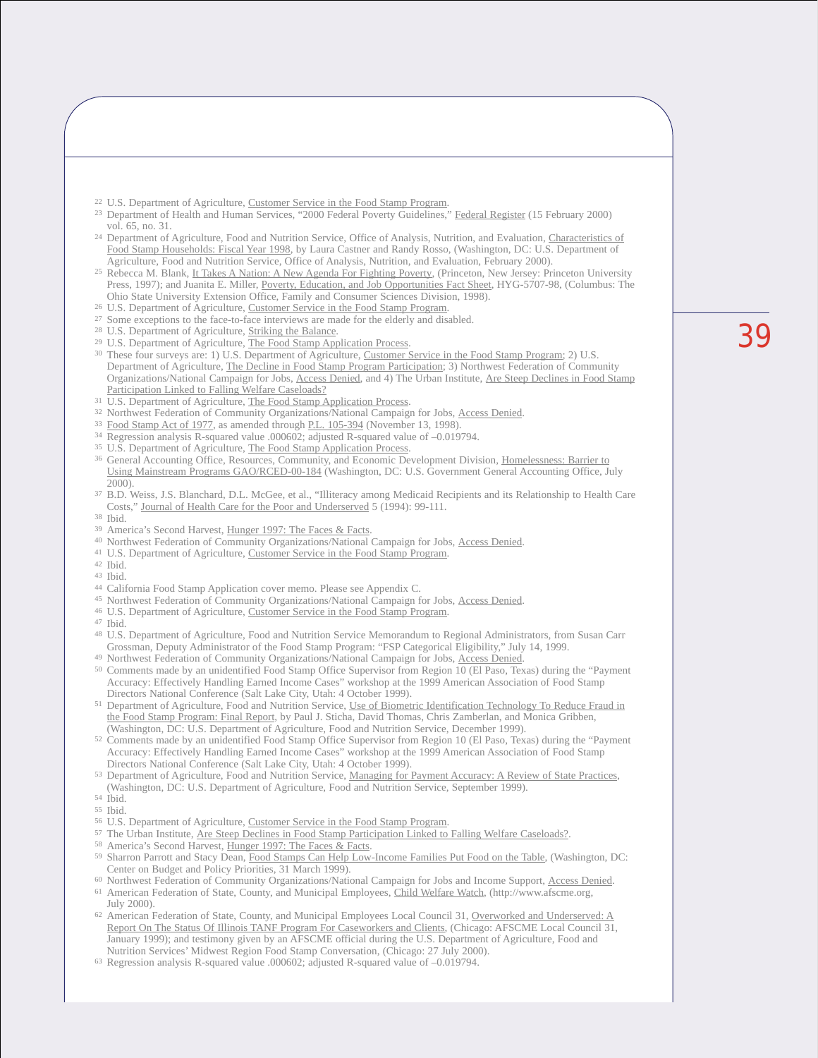[22] U.S. Department of Agriculture, Customer Service in the Food Stamp Program.

[23] Department of Health and Human Services, "2000 Federal Poverty Guidelines," Federal Register (15 February 2000) vol. 65, no. 31.

[24] Department of Agriculture, Food and Nutrition Service, Office of Analysis, Nutrition, and Evaluation, Characteristics of Food Stamp Households: Fiscal Year 1998, by Laura Castner and Randy Rosso, (Washington, DC: U.S. Department of Agriculture, Food and Nutrition Service, Office of Analysis, Nutrition, and Evaluation, February 2000).

[25] Rebecca M. Blank, It Takes A Nation: A New Agenda For Fighting Poverty, (Princeton, New Jersey: Princeton University Press, 1997); and Juanita E. Miller, Poverty, Education, and Job Opportunities Fact Sheet, HYG-5707-98, (Columbus: The Ohio State University Extension Office, Family and Consumer Sciences Division, 1998).

[26] U.S. Department of Agriculture, Customer Service in the Food Stamp Program.

[27] Some exceptions to the face-to-face interviews are made for the elderly and disabled.

[28] U.S. Department of Agriculture, Striking the Balance.

[29] U.S. Department of Agriculture, The Food Stamp Application Process.

[30] These four surveys are: 1) U.S. Department of Agriculture, Customer Service in the Food Stamp Program; 2) U.S. Department of Agriculture, The Decline in Food Stamp Program Participation; 3) Northwest Federation of Community Organizations/National Campaign for Jobs, Access Denied, and 4) The Urban Institute, Are Steep Declines in Food Stamp Participation Linked to Falling Welfare Caseloads?

[31] U.S. Department of Agriculture, The Food Stamp Application Process.

[32] Northwest Federation of Community Organizations/National Campaign for Jobs, Access Denied.

[33] Food Stamp Act of 1977, as amended through P.L. 105-394 (November 13, 1998).

[34] Regression analysis R-squared value .000602; adjusted R-squared value of –0.019794.

[35] U.S. Department of Agriculture, The Food Stamp Application Process.

[36] General Accounting Office, Resources, Community, and Economic Development Division, Homelessness: Barrier to Using Mainstream Programs GAO/RCED-00-184 (Washington, DC: U.S. Government General Accounting Office, July 2000).

[37] B.D. Weiss, J.S. Blanchard, D.L. McGee, et al., "Illiteracy among Medicaid Recipients and its Relationship to Health Care Costs," Journal of Health Care for the Poor and Underserved 5 (1994): 99-111.

[38] Ibid.

[39] America's Second Harvest, Hunger 1997: The Faces & Facts.

[40] Northwest Federation of Community Organizations/National Campaign for Jobs, Access Denied.

[41] U.S. Department of Agriculture, Customer Service in the Food Stamp Program.

[42] Ibid.

[43] Ibid.

[44] California Food Stamp Application cover memo. Please see Appendix C.

[45] Northwest Federation of Community Organizations/National Campaign for Jobs, Access Denied.

[46] U.S. Department of Agriculture, Customer Service in the Food Stamp Program.

[47] Ibid.

[48] U.S. Department of Agriculture, Food and Nutrition Service Memorandum to Regional Administrators, from Susan Carr Grossman, Deputy Administrator of the Food Stamp Program: "FSP Categorical Eligibility," July 14, 1999.

[49] Northwest Federation of Community Organizations/National Campaign for Jobs, Access Denied.

[50] Comments made by an unidentified Food Stamp Office Supervisor from Region 10 (El Paso, Texas) during the "Payment Accuracy: Effectively Handling Earned Income Cases" workshop at the 1999 American Association of Food Stamp Directors National Conference (Salt Lake City, Utah: 4 October 1999).

[51] Department of Agriculture, Food and Nutrition Service, Use of Biometric Identification Technology To Reduce Fraud in the Food Stamp Program: Final Report, by Paul J. Sticha, David Thomas, Chris Zamberlan, and Monica Gribben, (Washington, DC: U.S. Department of Agriculture, Food and Nutrition Service, December 1999).

[52] Comments made by an unidentified Food Stamp Office Supervisor from Region 10 (El Paso, Texas) during the "Payment Accuracy: Effectively Handling Earned Income Cases" workshop at the 1999 American Association of Food Stamp Directors National Conference (Salt Lake City, Utah: 4 October 1999).

[53] Department of Agriculture, Food and Nutrition Service, Managing for Payment Accuracy: A Review of State Practices, (Washington, DC: U.S. Department of Agriculture, Food and Nutrition Service, September 1999).

[54] Ibid.

[55] Ibid.

[56] U.S. Department of Agriculture, Customer Service in the Food Stamp Program.

[57] The Urban Institute, Are Steep Declines in Food Stamp Participation Linked to Falling Welfare Caseloads?.

[58] America's Second Harvest, Hunger 1997: The Faces & Facts.

[59] Sharron Parrott and Stacy Dean, Food Stamps Can Help Low-Income Families Put Food on the Table, (Washington, DC: Center on Budget and Policy Priorities, 31 March 1999).

[60] Northwest Federation of Community Organizations/National Campaign for Jobs and Income Support, Access Denied.

[61] American Federation of State, County, and Municipal Employees, Child Welfare Watch, (http://www.afscme.org, July 2000).

[62] American Federation of State, County, and Municipal Employees Local Council 31, Overworked and Underserved: A Report On The Status Of Illinois TANF Program For Caseworkers and Clients, (Chicago: AFSCME Local Council 31, January 1999); and testimony given by an AFSCME official during the U.S. Department of Agriculture, Food and Nutrition Services' Midwest Region Food Stamp Conversation, (Chicago: 27 July 2000).

[63] Regression analysis R-squared value .000602; adjusted R-squared value of –0.019794.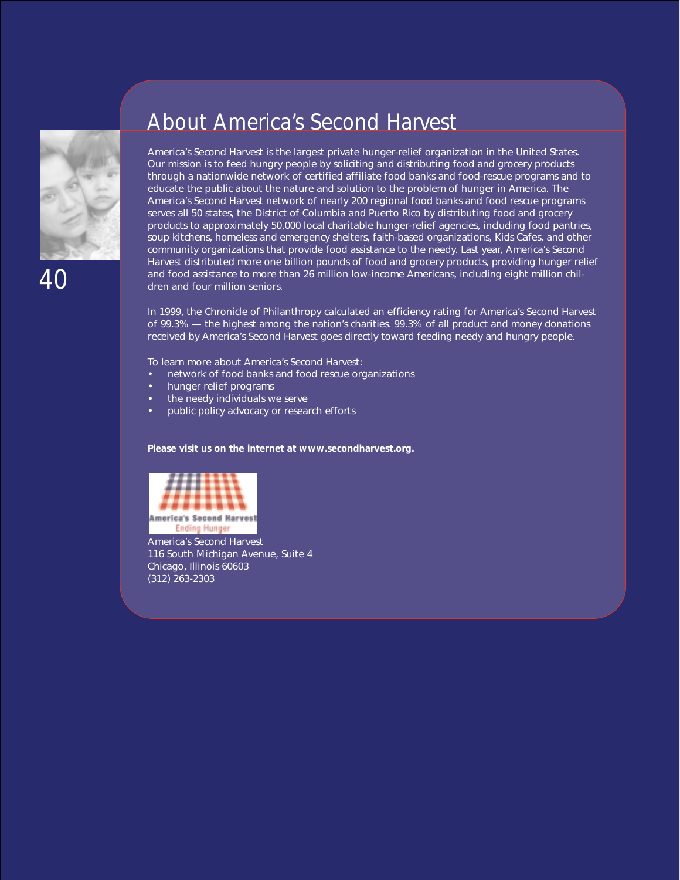# About America's Second Harvest

America's Second Harvest is the largest private hunger-relief organization in the United States. Our mission is to feed hungry people by soliciting and distributing food and grocery products through a nationwide network of certified affiliate food banks and food-rescue programs and to educate the public about the nature and solution to the problem of hunger in America. The America's Second Harvest network of nearly 200 regional food banks and food rescue programs serves all 50 states, the District of Columbia and Puerto Rico by distributing food and grocery products to approximately 50,000 local charitable hunger-relief agencies, including food pantries, soup kitchens, homeless and emergency shelters, faith-based organizations, Kids Cafes, and other community organizations that provide food assistance to the needy. Last year, America's Second Harvest distributed more one billion pounds of food and grocery products, providing hunger relief and food assistance to more than 26 million low-income Americans, including eight million children and four million seniors.

In 1999, the Chronicle of Philanthropy calculated an efficiency rating for America's Second Harvest of 99.3% — the highest among the nation's charities. 99.3% of all product and money donations received by America's Second Harvest goes directly toward feeding needy and hungry people.

To learn more about America's Second Harvest:

- network of food banks and food rescue organizations
- hunger relief programs
- the needy individuals we serve
- public policy advocacy or research efforts

**Please visit us on the internet at www.secondharvest.org.**

America's Second Harvest
Ending Hunger

America's Second Harvest
116 South Michigan Avenue, Suite 4
Chicago, Illinois 60603
(312) 263-2303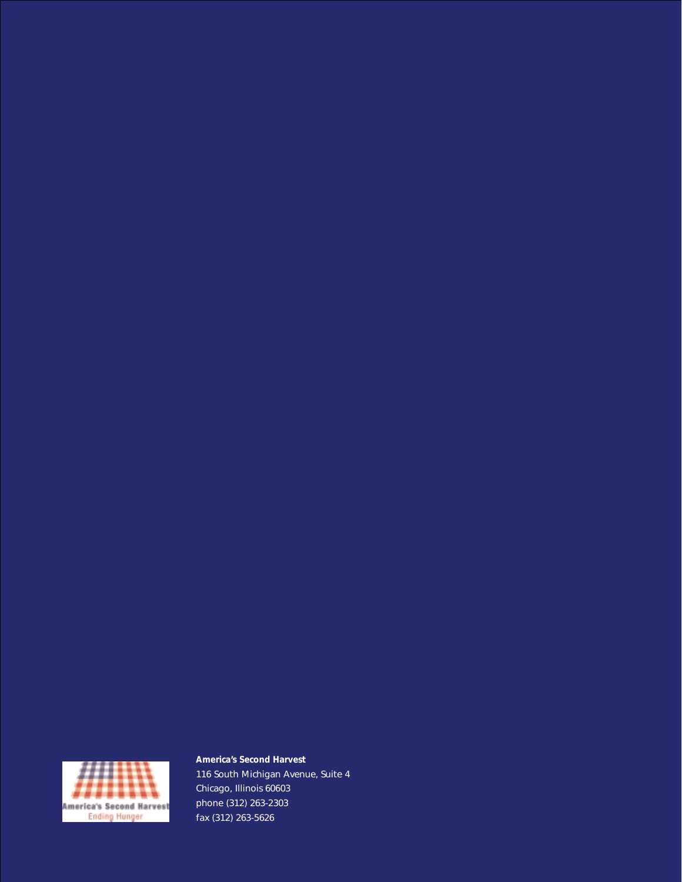**America's Second Harvest**
116 South Michigan Avenue, Suite 4
Chicago, Illinois 60603
phone (312) 263-2303
fax (312) 263-5626